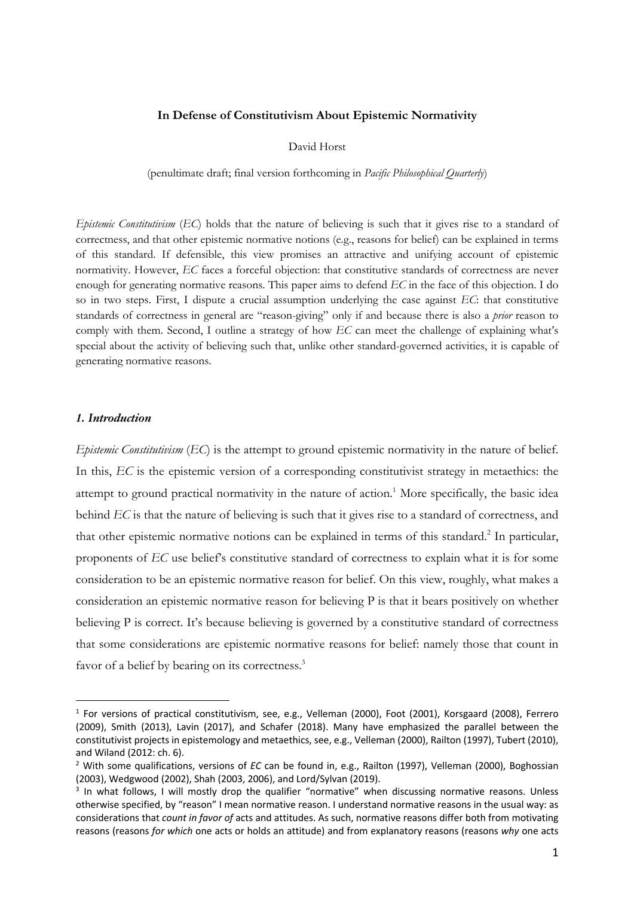**In Defense of Constitutivism About Epistemic Normativity**

David Horst

(penultimate draft; final version forthcoming in *Pacific Philosophical Quarterly*)

*Epistemic Constitutivism* (*EC*) holds that the nature of believing is such that it gives rise to a standard of correctness, and that other epistemic normative notions (e.g., reasons for belief) can be explained in terms of this standard. If defensible, this view promises an attractive and unifying account of epistemic normativity. However, *EC* faces a forceful objection: that constitutive standards of correctness are never enough for generating normative reasons. This paper aims to defend *EC* in the face of this objection. I do so in two steps. First, I dispute a crucial assumption underlying the case against *EC*: that constitutive standards of correctness in general are "reason-giving" only if and because there is also a *prior* reason to comply with them. Second, I outline a strategy of how *EC* can meet the challenge of explaining what's special about the activity of believing such that, unlike other standard-governed activities, it is capable of generating normative reasons.

### *1. Introduction*

*Epistemic Constitutivism* (*EC*) is the attempt to ground epistemic normativity in the nature of belief. In this, *EC* is the epistemic version of a corresponding constitutivist strategy in metaethics: the attempt to ground practical normativity in the nature of action.[1] More specifically, the basic idea behind *EC* is that the nature of believing is such that it gives rise to a standard of correctness, and that other epistemic normative notions can be explained in terms of this standard.[2] In particular, proponents of *EC* use belief's constitutive standard of correctness to explain what it is for some consideration to be an epistemic normative reason for belief. On this view, roughly, what makes a consideration an epistemic normative reason for believing P is that it bears positively on whether believing P is correct. It's because believing is governed by a constitutive standard of correctness that some considerations are epistemic normative reasons for belief: namely those that count in favor of a belief by bearing on its correctness.[3]

---

[1] For versions of practical constitutivism, see, e.g., Velleman (2000), Foot (2001), Korsgaard (2008), Ferrero (2009), Smith (2013), Lavin (2017), and Schafer (2018). Many have emphasized the parallel between the constitutivist projects in epistemology and metaethics, see, e.g., Velleman (2000), Railton (1997), Tubert (2010), and Wiland (2012: ch. 6).

[2] With some qualifications, versions of *EC* can be found in, e.g., Railton (1997), Velleman (2000), Boghossian (2003), Wedgwood (2002), Shah (2003, 2006), and Lord/Sylvan (2019).

[3] In what follows, I will mostly drop the qualifier "normative" when discussing normative reasons. Unless otherwise specified, by "reason" I mean normative reason. I understand normative reasons in the usual way: as considerations that *count in favor of* acts and attitudes. As such, normative reasons differ both from motivating reasons (reasons *for which* one acts or holds an attitude) and from explanatory reasons (reasons *why* one acts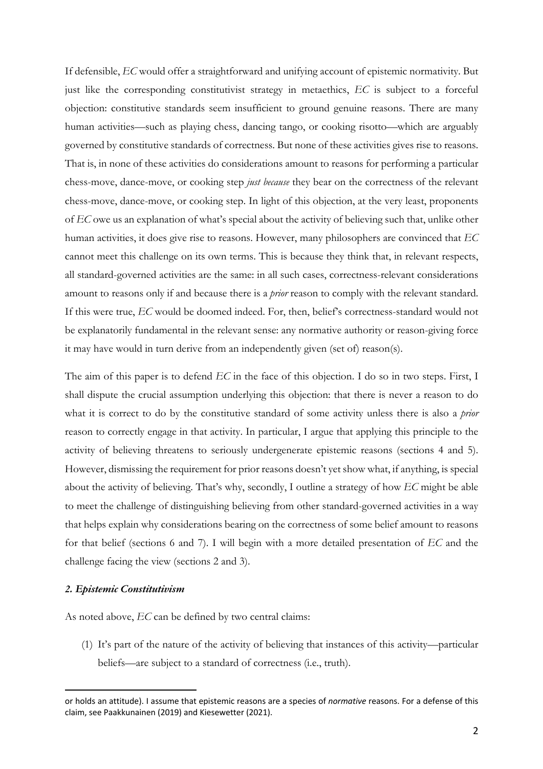If defensible, *EC* would offer a straightforward and unifying account of epistemic normativity. But just like the corresponding constitutivist strategy in metaethics, *EC* is subject to a forceful objection: constitutive standards seem insufficient to ground genuine reasons. There are many human activities—such as playing chess, dancing tango, or cooking risotto—which are arguably governed by constitutive standards of correctness. But none of these activities gives rise to reasons. That is, in none of these activities do considerations amount to reasons for performing a particular chess-move, dance-move, or cooking step *just because* they bear on the correctness of the relevant chess-move, dance-move, or cooking step. In light of this objection, at the very least, proponents of *EC* owe us an explanation of what's special about the activity of believing such that, unlike other human activities, it does give rise to reasons. However, many philosophers are convinced that *EC* cannot meet this challenge on its own terms. This is because they think that, in relevant respects, all standard-governed activities are the same: in all such cases, correctness-relevant considerations amount to reasons only if and because there is a *prior* reason to comply with the relevant standard. If this were true, *EC* would be doomed indeed. For, then, belief's correctness-standard would not be explanatorily fundamental in the relevant sense: any normative authority or reason-giving force it may have would in turn derive from an independently given (set of) reason(s).

The aim of this paper is to defend *EC* in the face of this objection. I do so in two steps. First, I shall dispute the crucial assumption underlying this objection: that there is never a reason to do what it is correct to do by the constitutive standard of some activity unless there is also a *prior* reason to correctly engage in that activity. In particular, I argue that applying this principle to the activity of believing threatens to seriously undergenerate epistemic reasons (sections 4 and 5). However, dismissing the requirement for prior reasons doesn't yet show what, if anything, is special about the activity of believing. That's why, secondly, I outline a strategy of how *EC* might be able to meet the challenge of distinguishing believing from other standard-governed activities in a way that helps explain why considerations bearing on the correctness of some belief amount to reasons for that belief (sections 6 and 7). I will begin with a more detailed presentation of *EC* and the challenge facing the view (sections 2 and 3).

## *2. Epistemic Constitutivism*

As noted above, *EC* can be defined by two central claims:

(1) It's part of the nature of the activity of believing that instances of this activity—particular beliefs—are subject to a standard of correctness (i.e., truth).

---

or holds an attitude). I assume that epistemic reasons are a species of *normative* reasons. For a defense of this claim, see Paakkunainen (2019) and Kiesewetter (2021).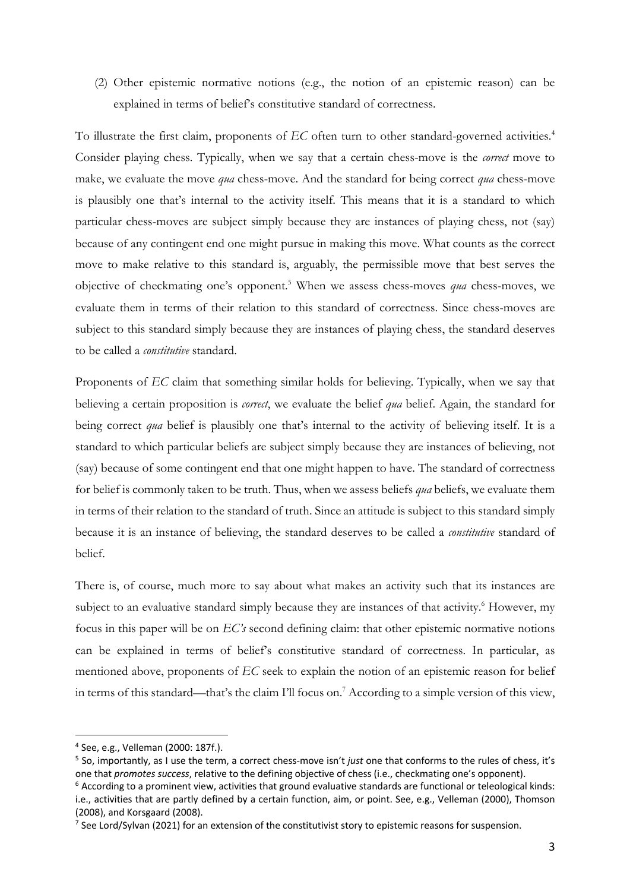(2) Other epistemic normative notions (e.g., the notion of an epistemic reason) can be explained in terms of belief's constitutive standard of correctness.

To illustrate the first claim, proponents of *EC* often turn to other standard-governed activities.[4] Consider playing chess. Typically, when we say that a certain chess-move is the *correct* move to make, we evaluate the move *qua* chess-move. And the standard for being correct *qua* chess-move is plausibly one that's internal to the activity itself. This means that it is a standard to which particular chess-moves are subject simply because they are instances of playing chess, not (say) because of any contingent end one might pursue in making this move. What counts as the correct move to make relative to this standard is, arguably, the permissible move that best serves the objective of checkmating one's opponent.[5] When we assess chess-moves *qua* chess-moves, we evaluate them in terms of their relation to this standard of correctness. Since chess-moves are subject to this standard simply because they are instances of playing chess, the standard deserves to be called a *constitutive* standard.

Proponents of *EC* claim that something similar holds for believing. Typically, when we say that believing a certain proposition is *correct*, we evaluate the belief *qua* belief. Again, the standard for being correct *qua* belief is plausibly one that's internal to the activity of believing itself. It is a standard to which particular beliefs are subject simply because they are instances of believing, not (say) because of some contingent end that one might happen to have. The standard of correctness for belief is commonly taken to be truth. Thus, when we assess beliefs *qua* beliefs, we evaluate them in terms of their relation to the standard of truth. Since an attitude is subject to this standard simply because it is an instance of believing, the standard deserves to be called a *constitutive* standard of belief.

There is, of course, much more to say about what makes an activity such that its instances are subject to an evaluative standard simply because they are instances of that activity.[6] However, my focus in this paper will be on *EC's* second defining claim: that other epistemic normative notions can be explained in terms of belief's constitutive standard of correctness. In particular, as mentioned above, proponents of *EC* seek to explain the notion of an epistemic reason for belief in terms of this standard—that's the claim I'll focus on.[7] According to a simple version of this view,

---

[4] See, e.g., Velleman (2000: 187f.).

[5] So, importantly, as I use the term, a correct chess-move isn't *just* one that conforms to the rules of chess, it's one that *promotes success*, relative to the defining objective of chess (i.e., checkmating one's opponent).

[6] According to a prominent view, activities that ground evaluative standards are functional or teleological kinds: i.e., activities that are partly defined by a certain function, aim, or point. See, e.g., Velleman (2000), Thomson (2008), and Korsgaard (2008).

[7] See Lord/Sylvan (2021) for an extension of the constitutivist story to epistemic reasons for suspension.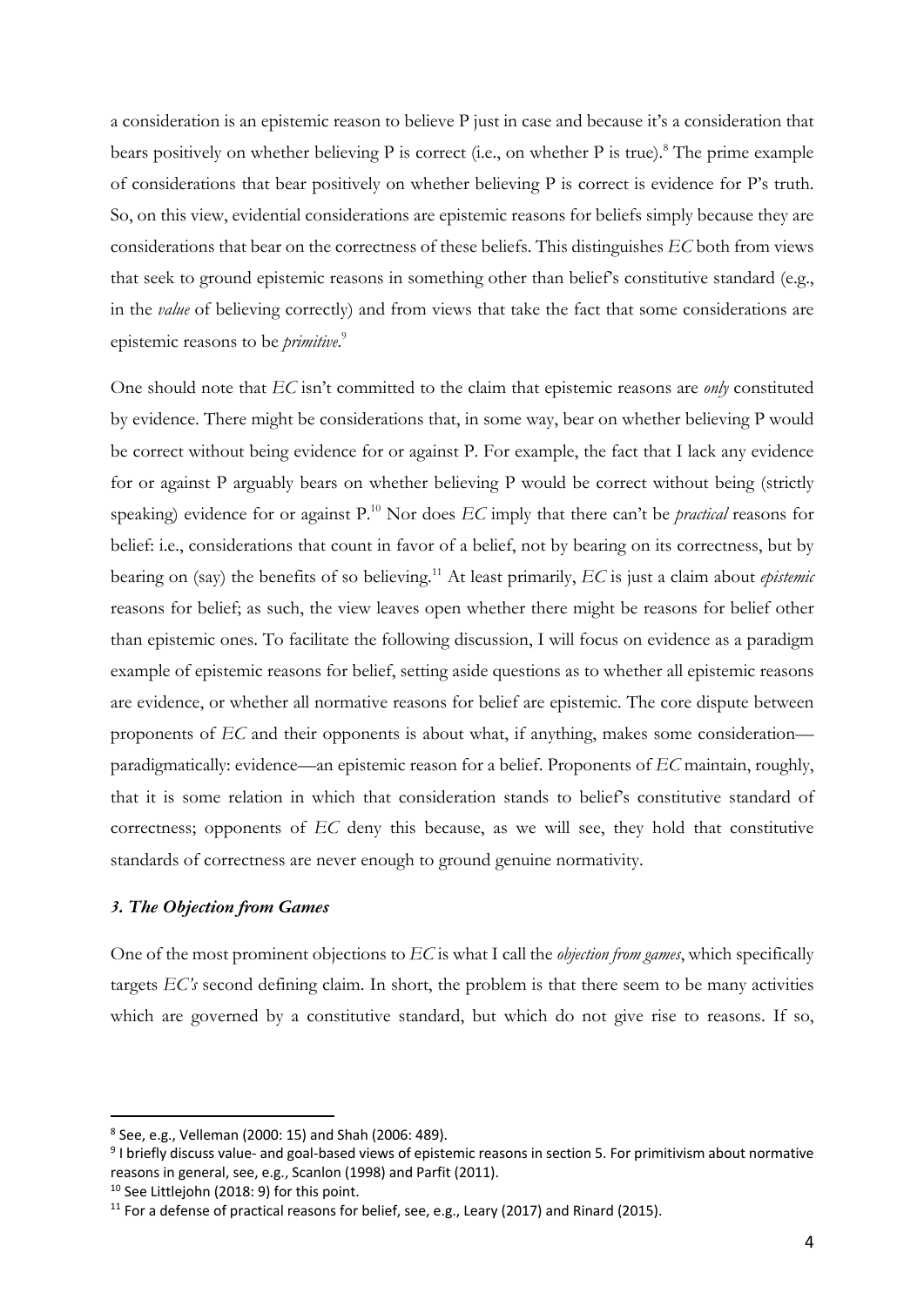a consideration is an epistemic reason to believe P just in case and because it's a consideration that bears positively on whether believing P is correct (i.e., on whether P is true).[8] The prime example of considerations that bear positively on whether believing P is correct is evidence for P's truth. So, on this view, evidential considerations are epistemic reasons for beliefs simply because they are considerations that bear on the correctness of these beliefs. This distinguishes *EC* both from views that seek to ground epistemic reasons in something other than belief's constitutive standard (e.g., in the *value* of believing correctly) and from views that take the fact that some considerations are epistemic reasons to be *primitive*.[9]

One should note that *EC* isn't committed to the claim that epistemic reasons are *only* constituted by evidence. There might be considerations that, in some way, bear on whether believing P would be correct without being evidence for or against P. For example, the fact that I lack any evidence for or against P arguably bears on whether believing P would be correct without being (strictly speaking) evidence for or against P.[10] Nor does *EC* imply that there can't be *practical* reasons for belief: i.e., considerations that count in favor of a belief, not by bearing on its correctness, but by bearing on (say) the benefits of so believing.[11] At least primarily, *EC* is just a claim about *epistemic* reasons for belief; as such, the view leaves open whether there might be reasons for belief other than epistemic ones. To facilitate the following discussion, I will focus on evidence as a paradigm example of epistemic reasons for belief, setting aside questions as to whether all epistemic reasons are evidence, or whether all normative reasons for belief are epistemic. The core dispute between proponents of *EC* and their opponents is about what, if anything, makes some consideration—paradigmatically: evidence—an epistemic reason for a belief. Proponents of *EC* maintain, roughly, that it is some relation in which that consideration stands to belief's constitutive standard of correctness; opponents of *EC* deny this because, as we will see, they hold that constitutive standards of correctness are never enough to ground genuine normativity.

### *3. The Objection from Games*

One of the most prominent objections to *EC* is what I call the *objection from games*, which specifically targets *EC's* second defining claim. In short, the problem is that there seem to be many activities which are governed by a constitutive standard, but which do not give rise to reasons. If so,

---

[8] See, e.g., Velleman (2000: 15) and Shah (2006: 489).

[9] I briefly discuss value- and goal-based views of epistemic reasons in section 5. For primitivism about normative reasons in general, see, e.g., Scanlon (1998) and Parfit (2011).

[10] See Littlejohn (2018: 9) for this point.

[11] For a defense of practical reasons for belief, see, e.g., Leary (2017) and Rinard (2015).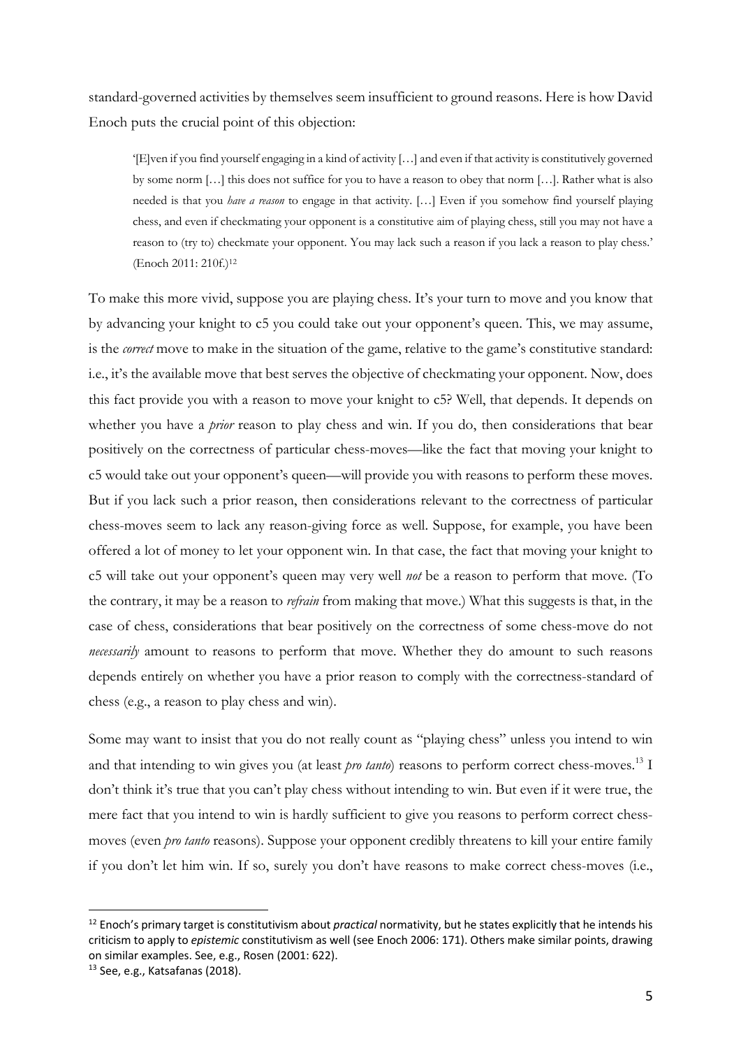standard-governed activities by themselves seem insufficient to ground reasons. Here is how David Enoch puts the crucial point of this objection:

> '[E]ven if you find yourself engaging in a kind of activity […] and even if that activity is constitutively governed by some norm […] this does not suffice for you to have a reason to obey that norm […]. Rather what is also needed is that you *have a reason* to engage in that activity. […] Even if you somehow find yourself playing chess, and even if checkmating your opponent is a constitutive aim of playing chess, still you may not have a reason to (try to) checkmate your opponent. You may lack such a reason if you lack a reason to play chess.' (Enoch 2011: 210f.)[12]

To make this more vivid, suppose you are playing chess. It's your turn to move and you know that by advancing your knight to c5 you could take out your opponent's queen. This, we may assume, is the *correct* move to make in the situation of the game, relative to the game's constitutive standard: i.e., it's the available move that best serves the objective of checkmating your opponent. Now, does this fact provide you with a reason to move your knight to c5? Well, that depends. It depends on whether you have a *prior* reason to play chess and win. If you do, then considerations that bear positively on the correctness of particular chess-moves—like the fact that moving your knight to c5 would take out your opponent's queen—will provide you with reasons to perform these moves. But if you lack such a prior reason, then considerations relevant to the correctness of particular chess-moves seem to lack any reason-giving force as well. Suppose, for example, you have been offered a lot of money to let your opponent win. In that case, the fact that moving your knight to c5 will take out your opponent's queen may very well *not* be a reason to perform that move. (To the contrary, it may be a reason to *refrain* from making that move.) What this suggests is that, in the case of chess, considerations that bear positively on the correctness of some chess-move do not *necessarily* amount to reasons to perform that move. Whether they do amount to such reasons depends entirely on whether you have a prior reason to comply with the correctness-standard of chess (e.g., a reason to play chess and win).

Some may want to insist that you do not really count as "playing chess" unless you intend to win and that intending to win gives you (at least *pro tanto*) reasons to perform correct chess-moves.[13] I don't think it's true that you can't play chess without intending to win. But even if it were true, the mere fact that you intend to win is hardly sufficient to give you reasons to perform correct chess-moves (even *pro tanto* reasons). Suppose your opponent credibly threatens to kill your entire family if you don't let him win. If so, surely you don't have reasons to make correct chess-moves (i.e.,

---

[12] Enoch's primary target is constitutivism about *practical* normativity, but he states explicitly that he intends his criticism to apply to *epistemic* constitutivism as well (see Enoch 2006: 171). Others make similar points, drawing on similar examples. See, e.g., Rosen (2001: 622).

[13] See, e.g., Katsafanas (2018).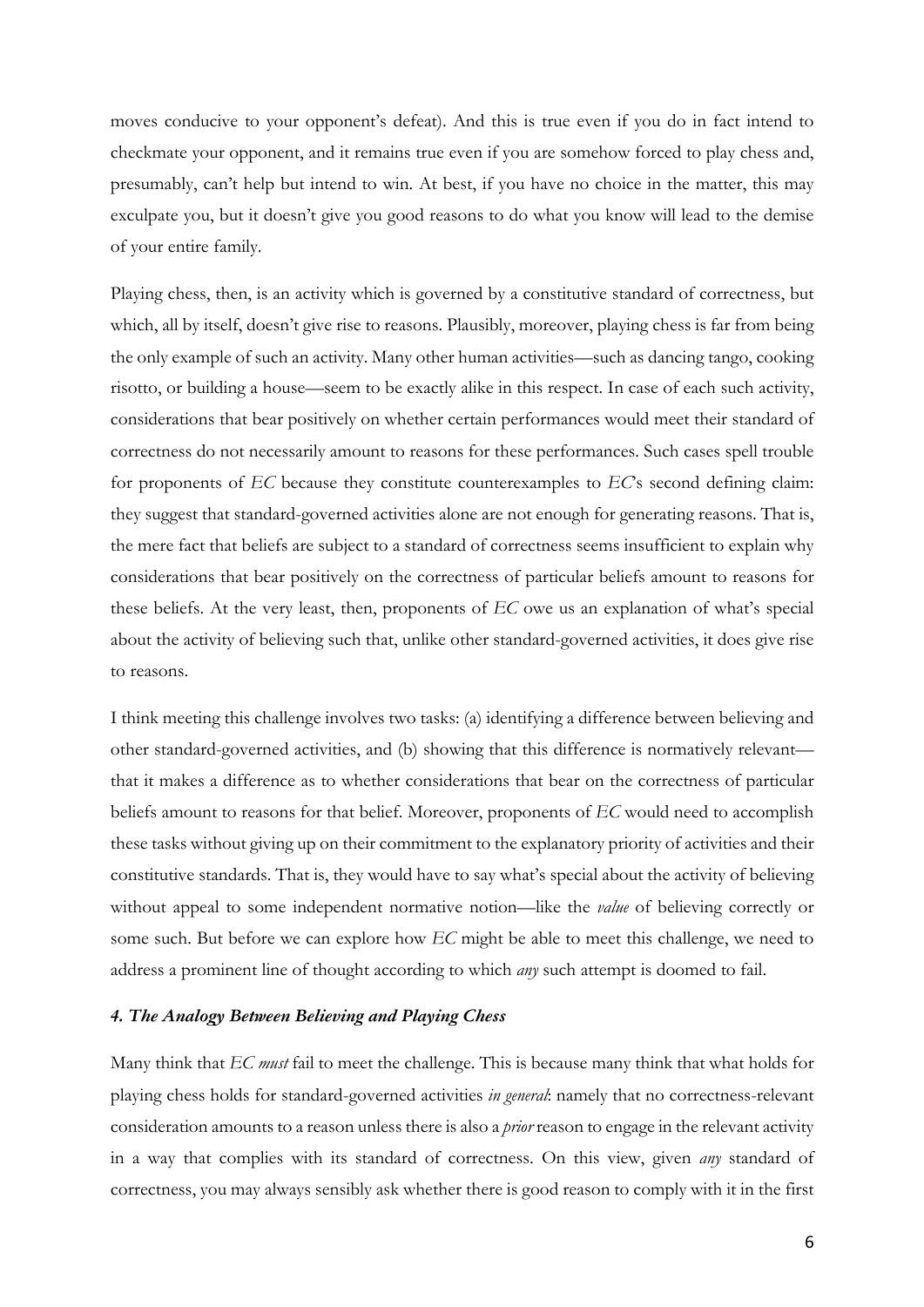moves conducive to your opponent's defeat). And this is true even if you do in fact intend to checkmate your opponent, and it remains true even if you are somehow forced to play chess and, presumably, can't help but intend to win. At best, if you have no choice in the matter, this may exculpate you, but it doesn't give you good reasons to do what you know will lead to the demise of your entire family.

Playing chess, then, is an activity which is governed by a constitutive standard of correctness, but which, all by itself, doesn't give rise to reasons. Plausibly, moreover, playing chess is far from being the only example of such an activity. Many other human activities—such as dancing tango, cooking risotto, or building a house—seem to be exactly alike in this respect. In case of each such activity, considerations that bear positively on whether certain performances would meet their standard of correctness do not necessarily amount to reasons for these performances. Such cases spell trouble for proponents of *EC* because they constitute counterexamples to *EC*'s second defining claim: they suggest that standard-governed activities alone are not enough for generating reasons. That is, the mere fact that beliefs are subject to a standard of correctness seems insufficient to explain why considerations that bear positively on the correctness of particular beliefs amount to reasons for these beliefs. At the very least, then, proponents of *EC* owe us an explanation of what's special about the activity of believing such that, unlike other standard-governed activities, it does give rise to reasons.

I think meeting this challenge involves two tasks: (a) identifying a difference between believing and other standard-governed activities, and (b) showing that this difference is normatively relevant—that it makes a difference as to whether considerations that bear on the correctness of particular beliefs amount to reasons for that belief. Moreover, proponents of *EC* would need to accomplish these tasks without giving up on their commitment to the explanatory priority of activities and their constitutive standards. That is, they would have to say what's special about the activity of believing without appeal to some independent normative notion—like the *value* of believing correctly or some such. But before we can explore how *EC* might be able to meet this challenge, we need to address a prominent line of thought according to which *any* such attempt is doomed to fail.

### *4. The Analogy Between Believing and Playing Chess*

Many think that *EC must* fail to meet the challenge. This is because many think that what holds for playing chess holds for standard-governed activities *in general*: namely that no correctness-relevant consideration amounts to a reason unless there is also a *prior* reason to engage in the relevant activity in a way that complies with its standard of correctness. On this view, given *any* standard of correctness, you may always sensibly ask whether there is good reason to comply with it in the first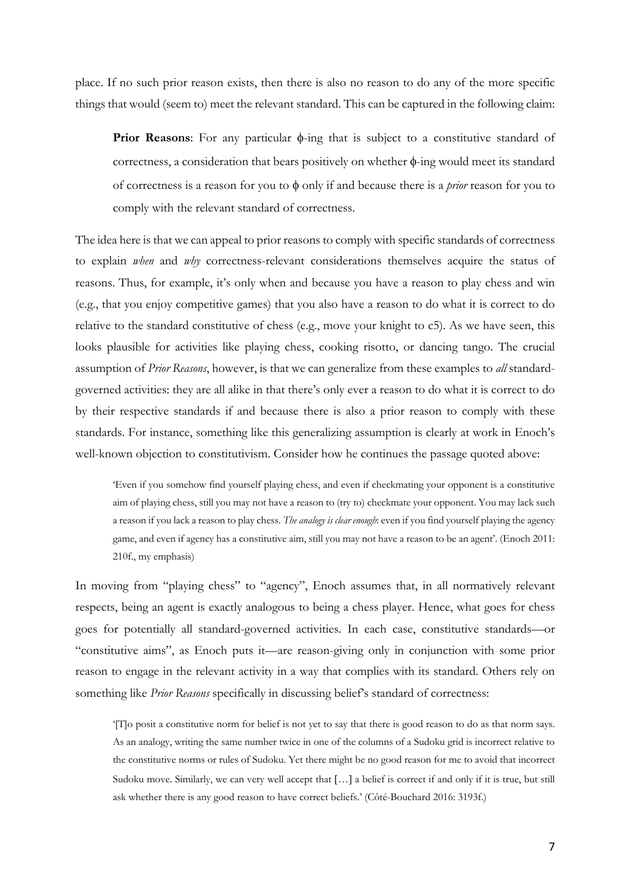place. If no such prior reason exists, then there is also no reason to do any of the more specific things that would (seem to) meet the relevant standard. This can be captured in the following claim:

> **Prior Reasons**: For any particular ϕ-ing that is subject to a constitutive standard of correctness, a consideration that bears positively on whether ϕ-ing would meet its standard of correctness is a reason for you to ϕ only if and because there is a *prior* reason for you to comply with the relevant standard of correctness.

The idea here is that we can appeal to prior reasons to comply with specific standards of correctness to explain *when* and *why* correctness-relevant considerations themselves acquire the status of reasons. Thus, for example, it's only when and because you have a reason to play chess and win (e.g., that you enjoy competitive games) that you also have a reason to do what it is correct to do relative to the standard constitutive of chess (e.g., move your knight to c5). As we have seen, this looks plausible for activities like playing chess, cooking risotto, or dancing tango. The crucial assumption of *Prior Reasons*, however, is that we can generalize from these examples to *all* standard-governed activities: they are all alike in that there's only ever a reason to do what it is correct to do by their respective standards if and because there is also a prior reason to comply with these standards. For instance, something like this generalizing assumption is clearly at work in Enoch's well-known objection to constitutivism. Consider how he continues the passage quoted above:

> 'Even if you somehow find yourself playing chess, and even if checkmating your opponent is a constitutive aim of playing chess, still you may not have a reason to (try to) checkmate your opponent. You may lack such a reason if you lack a reason to play chess. *The analogy is clear enough*: even if you find yourself playing the agency game, and even if agency has a constitutive aim, still you may not have a reason to be an agent'. (Enoch 2011: 210f., my emphasis)

In moving from "playing chess" to "agency", Enoch assumes that, in all normatively relevant respects, being an agent is exactly analogous to being a chess player. Hence, what goes for chess goes for potentially all standard-governed activities. In each case, constitutive standards—or "constitutive aims", as Enoch puts it—are reason-giving only in conjunction with some prior reason to engage in the relevant activity in a way that complies with its standard. Others rely on something like *Prior Reasons* specifically in discussing belief's standard of correctness:

> '[T]o posit a constitutive norm for belief is not yet to say that there is good reason to do as that norm says. As an analogy, writing the same number twice in one of the columns of a Sudoku grid is incorrect relative to the constitutive norms or rules of Sudoku. Yet there might be no good reason for me to avoid that incorrect Sudoku move. Similarly, we can very well accept that […] a belief is correct if and only if it is true, but still ask whether there is any good reason to have correct beliefs.' (Côté-Bouchard 2016: 3193f.)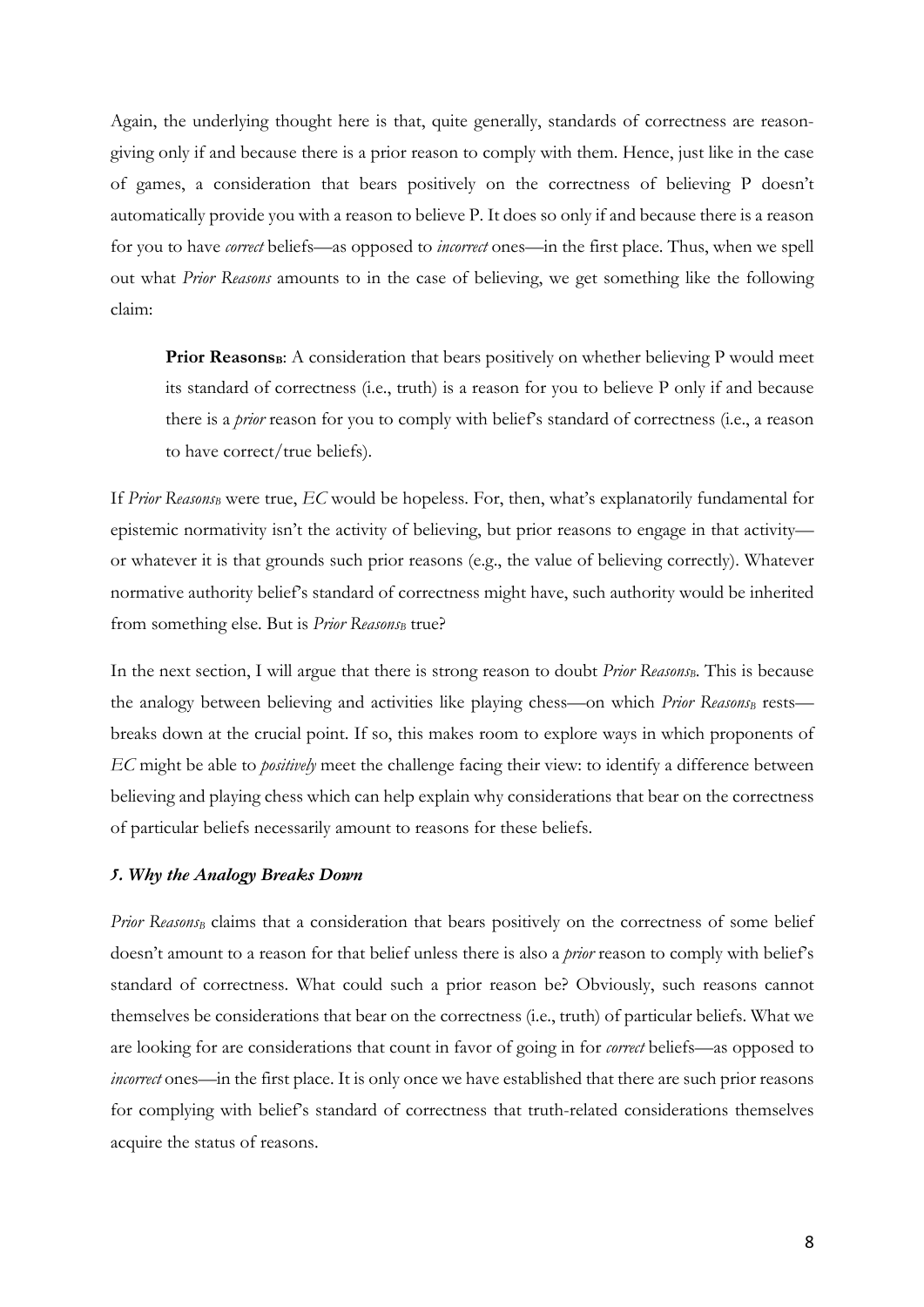Again, the underlying thought here is that, quite generally, standards of correctness are reason-giving only if and because there is a prior reason to comply with them. Hence, just like in the case of games, a consideration that bears positively on the correctness of believing P doesn't automatically provide you with a reason to believe P. It does so only if and because there is a reason for you to have *correct* beliefs—as opposed to *incorrect* ones—in the first place. Thus, when we spell out what *Prior Reasons* amounts to in the case of believing, we get something like the following claim:

> **Prior Reasons$_B$**: A consideration that bears positively on whether believing P would meet its standard of correctness (i.e., truth) is a reason for you to believe P only if and because there is a *prior* reason for you to comply with belief's standard of correctness (i.e., a reason to have correct/true beliefs).

If *Prior Reasons$_B$* were true, *EC* would be hopeless. For, then, what's explanatorily fundamental for epistemic normativity isn't the activity of believing, but prior reasons to engage in that activity—or whatever it is that grounds such prior reasons (e.g., the value of believing correctly). Whatever normative authority belief's standard of correctness might have, such authority would be inherited from something else. But is *Prior Reasons$_B$* true?

In the next section, I will argue that there is strong reason to doubt *Prior Reasons$_B$*. This is because the analogy between believing and activities like playing chess—on which *Prior Reasons$_B$* rests—breaks down at the crucial point. If so, this makes room to explore ways in which proponents of *EC* might be able to *positively* meet the challenge facing their view: to identify a difference between believing and playing chess which can help explain why considerations that bear on the correctness of particular beliefs necessarily amount to reasons for these beliefs.

### *5. Why the Analogy Breaks Down*

*Prior Reasons$_B$* claims that a consideration that bears positively on the correctness of some belief doesn't amount to a reason for that belief unless there is also a *prior* reason to comply with belief's standard of correctness. What could such a prior reason be? Obviously, such reasons cannot themselves be considerations that bear on the correctness (i.e., truth) of particular beliefs. What we are looking for are considerations that count in favor of going in for *correct* beliefs—as opposed to *incorrect* ones—in the first place. It is only once we have established that there are such prior reasons for complying with belief's standard of correctness that truth-related considerations themselves acquire the status of reasons.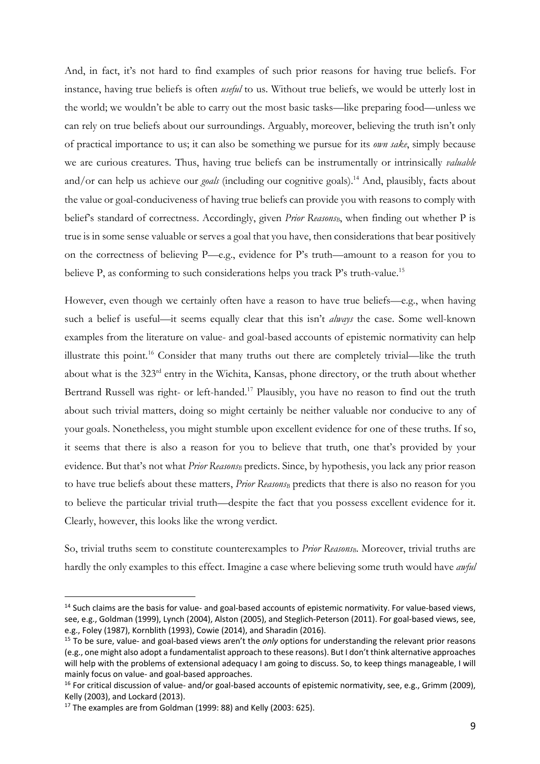And, in fact, it's not hard to find examples of such prior reasons for having true beliefs. For instance, having true beliefs is often *useful* to us. Without true beliefs, we would be utterly lost in the world; we wouldn't be able to carry out the most basic tasks—like preparing food—unless we can rely on true beliefs about our surroundings. Arguably, moreover, believing the truth isn't only of practical importance to us; it can also be something we pursue for its *own sake*, simply because we are curious creatures. Thus, having true beliefs can be instrumentally or intrinsically *valuable* and/or can help us achieve our *goals* (including our cognitive goals).[14] And, plausibly, facts about the value or goal-conduciveness of having true beliefs can provide you with reasons to comply with belief's standard of correctness. Accordingly, given *Prior Reasons*$_B$, when finding out whether P is true is in some sense valuable or serves a goal that you have, then considerations that bear positively on the correctness of believing P—e.g., evidence for P's truth—amount to a reason for you to believe P, as conforming to such considerations helps you track P's truth-value.[15]

However, even though we certainly often have a reason to have true beliefs—e.g., when having such a belief is useful—it seems equally clear that this isn't *always* the case. Some well-known examples from the literature on value- and goal-based accounts of epistemic normativity can help illustrate this point.[16] Consider that many truths out there are completely trivial—like the truth about what is the 323rd entry in the Wichita, Kansas, phone directory, or the truth about whether Bertrand Russell was right- or left-handed.[17] Plausibly, you have no reason to find out the truth about such trivial matters, doing so might certainly be neither valuable nor conducive to any of your goals. Nonetheless, you might stumble upon excellent evidence for one of these truths. If so, it seems that there is also a reason for you to believe that truth, one that's provided by your evidence. But that's not what *Prior Reasons*$_B$ predicts. Since, by hypothesis, you lack any prior reason to have true beliefs about these matters, *Prior Reasons*$_B$ predicts that there is also no reason for you to believe the particular trivial truth—despite the fact that you possess excellent evidence for it. Clearly, however, this looks like the wrong verdict.

So, trivial truths seem to constitute counterexamples to *Prior Reasons*$_B$. Moreover, trivial truths are hardly the only examples to this effect. Imagine a case where believing some truth would have *awful*

---

[14] Such claims are the basis for value- and goal-based accounts of epistemic normativity. For value-based views, see, e.g., Goldman (1999), Lynch (2004), Alston (2005), and Steglich-Peterson (2011). For goal-based views, see, e.g., Foley (1987), Kornblith (1993), Cowie (2014), and Sharadin (2016).

[15] To be sure, value- and goal-based views aren't the *only* options for understanding the relevant prior reasons (e.g., one might also adopt a fundamentalist approach to these reasons). But I don't think alternative approaches will help with the problems of extensional adequacy I am going to discuss. So, to keep things manageable, I will mainly focus on value- and goal-based approaches.

[16] For critical discussion of value- and/or goal-based accounts of epistemic normativity, see, e.g., Grimm (2009), Kelly (2003), and Lockard (2013).

[17] The examples are from Goldman (1999: 88) and Kelly (2003: 625).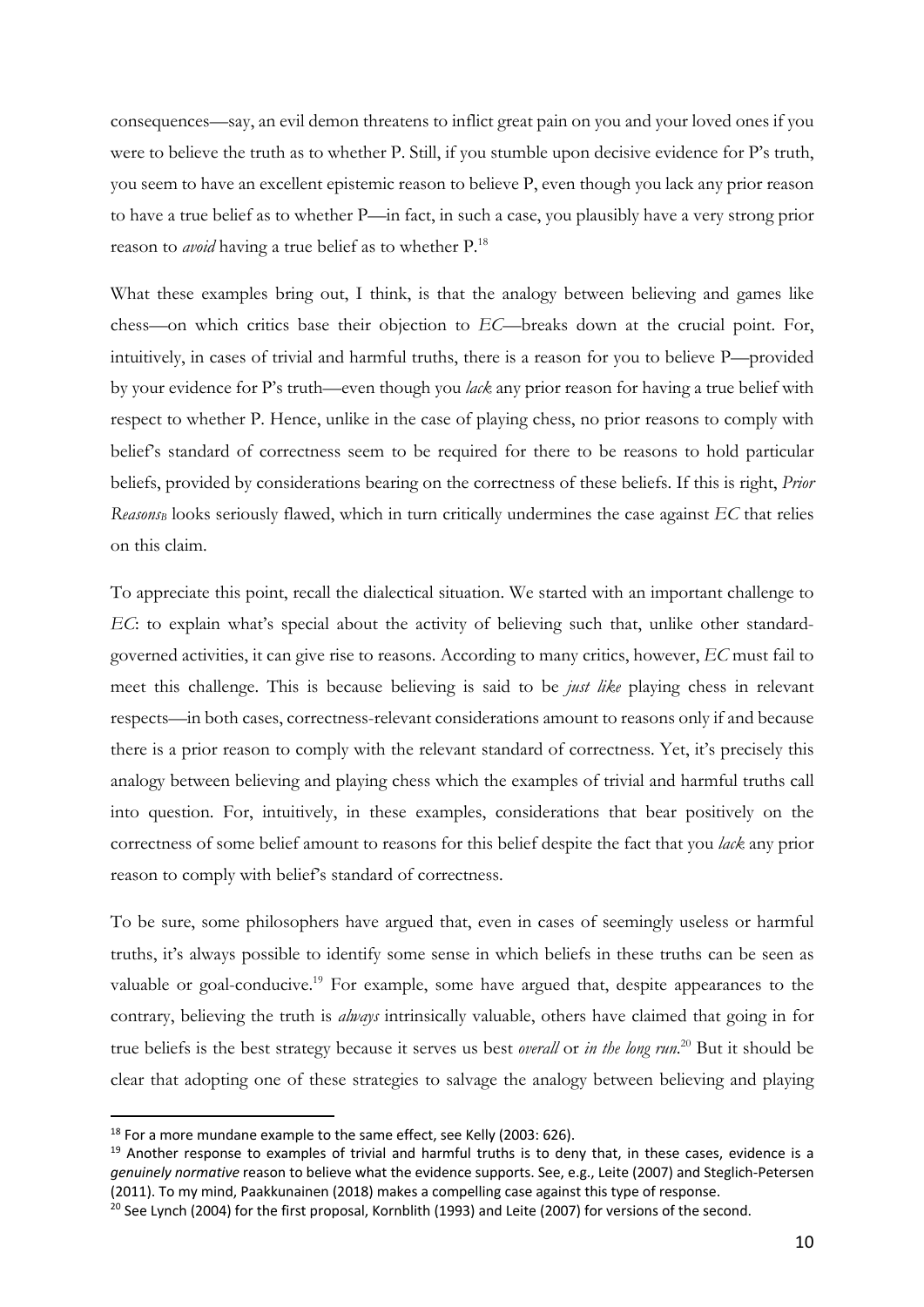consequences—say, an evil demon threatens to inflict great pain on you and your loved ones if you were to believe the truth as to whether P. Still, if you stumble upon decisive evidence for P's truth, you seem to have an excellent epistemic reason to believe P, even though you lack any prior reason to have a true belief as to whether P—in fact, in such a case, you plausibly have a very strong prior reason to *avoid* having a true belief as to whether P.[18]

What these examples bring out, I think, is that the analogy between believing and games like chess—on which critics base their objection to *EC*—breaks down at the crucial point. For, intuitively, in cases of trivial and harmful truths, there is a reason for you to believe P—provided by your evidence for P's truth—even though you *lack* any prior reason for having a true belief with respect to whether P. Hence, unlike in the case of playing chess, no prior reasons to comply with belief's standard of correctness seem to be required for there to be reasons to hold particular beliefs, provided by considerations bearing on the correctness of these beliefs. If this is right, *Prior Reasons*$_B$ looks seriously flawed, which in turn critically undermines the case against *EC* that relies on this claim.

To appreciate this point, recall the dialectical situation. We started with an important challenge to *EC*: to explain what's special about the activity of believing such that, unlike other standard-governed activities, it can give rise to reasons. According to many critics, however, *EC* must fail to meet this challenge. This is because believing is said to be *just like* playing chess in relevant respects—in both cases, correctness-relevant considerations amount to reasons only if and because there is a prior reason to comply with the relevant standard of correctness. Yet, it's precisely this analogy between believing and playing chess which the examples of trivial and harmful truths call into question. For, intuitively, in these examples, considerations that bear positively on the correctness of some belief amount to reasons for this belief despite the fact that you *lack* any prior reason to comply with belief's standard of correctness.

To be sure, some philosophers have argued that, even in cases of seemingly useless or harmful truths, it's always possible to identify some sense in which beliefs in these truths can be seen as valuable or goal-conducive.[19] For example, some have argued that, despite appearances to the contrary, believing the truth is *always* intrinsically valuable, others have claimed that going in for true beliefs is the best strategy because it serves us best *overall* or *in the long run*.[20] But it should be clear that adopting one of these strategies to salvage the analogy between believing and playing

---

[18] For a more mundane example to the same effect, see Kelly (2003: 626).

[19] Another response to examples of trivial and harmful truths is to deny that, in these cases, evidence is a *genuinely normative* reason to believe what the evidence supports. See, e.g., Leite (2007) and Steglich-Petersen (2011). To my mind, Paakkunainen (2018) makes a compelling case against this type of response.

[20] See Lynch (2004) for the first proposal, Kornblith (1993) and Leite (2007) for versions of the second.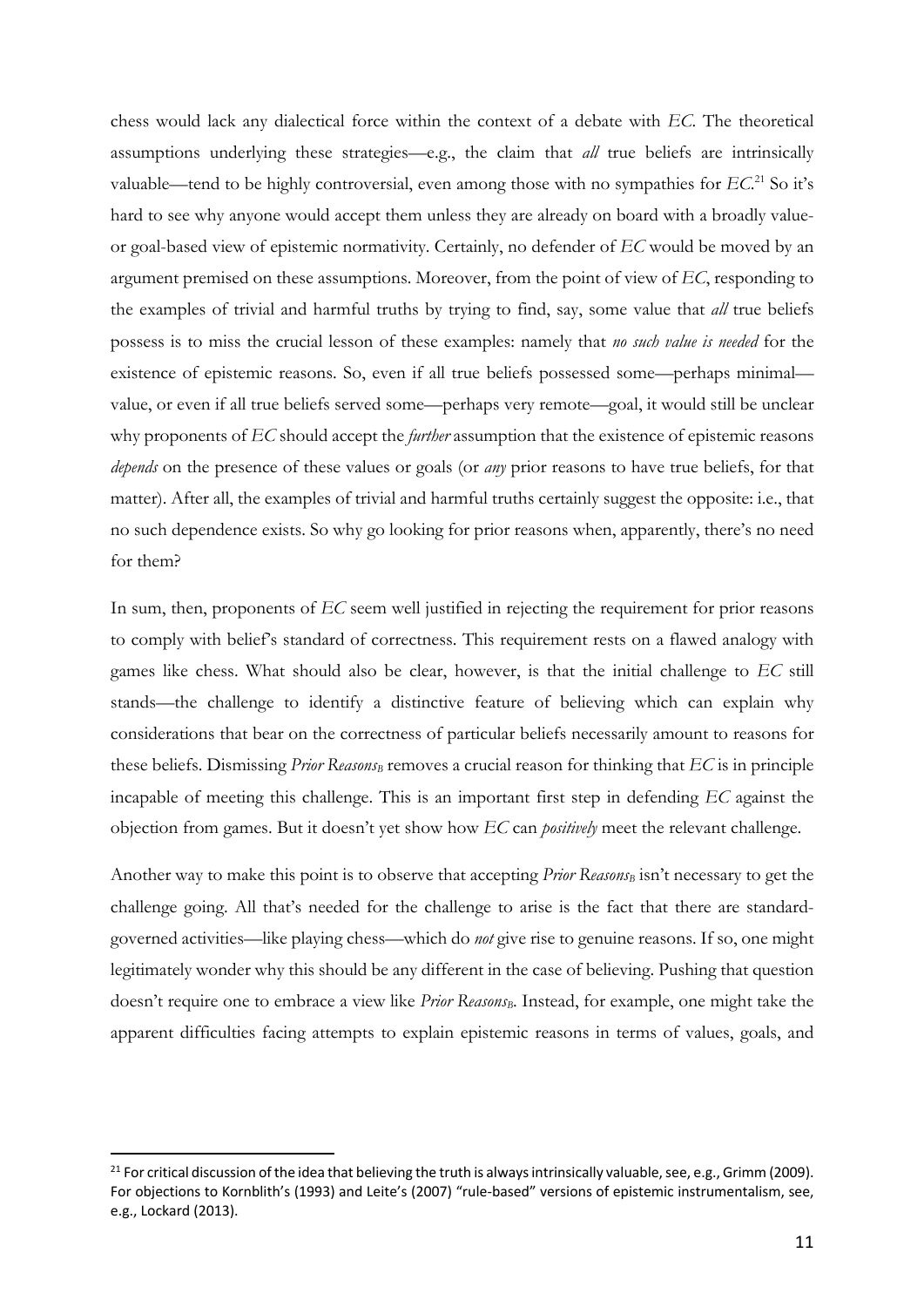chess would lack any dialectical force within the context of a debate with *EC*. The theoretical assumptions underlying these strategies—e.g., the claim that *all* true beliefs are intrinsically valuable—tend to be highly controversial, even among those with no sympathies for *EC*.[21] So it's hard to see why anyone would accept them unless they are already on board with a broadly value- or goal-based view of epistemic normativity. Certainly, no defender of *EC* would be moved by an argument premised on these assumptions. Moreover, from the point of view of *EC*, responding to the examples of trivial and harmful truths by trying to find, say, some value that *all* true beliefs possess is to miss the crucial lesson of these examples: namely that *no such value is needed* for the existence of epistemic reasons. So, even if all true beliefs possessed some—perhaps minimal—value, or even if all true beliefs served some—perhaps very remote—goal, it would still be unclear why proponents of *EC* should accept the *further* assumption that the existence of epistemic reasons *depends* on the presence of these values or goals (or *any* prior reasons to have true beliefs, for that matter). After all, the examples of trivial and harmful truths certainly suggest the opposite: i.e., that no such dependence exists. So why go looking for prior reasons when, apparently, there's no need for them?

In sum, then, proponents of *EC* seem well justified in rejecting the requirement for prior reasons to comply with belief's standard of correctness. This requirement rests on a flawed analogy with games like chess. What should also be clear, however, is that the initial challenge to *EC* still stands—the challenge to identify a distinctive feature of believing which can explain why considerations that bear on the correctness of particular beliefs necessarily amount to reasons for these beliefs. Dismissing *Prior Reasons*$_B$ removes a crucial reason for thinking that *EC* is in principle incapable of meeting this challenge. This is an important first step in defending *EC* against the objection from games. But it doesn't yet show how *EC* can *positively* meet the relevant challenge.

Another way to make this point is to observe that accepting *Prior Reasons*$_B$ isn't necessary to get the challenge going. All that's needed for the challenge to arise is the fact that there are standard-governed activities—like playing chess—which do *not* give rise to genuine reasons. If so, one might legitimately wonder why this should be any different in the case of believing. Pushing that question doesn't require one to embrace a view like *Prior Reasons*$_B$. Instead, for example, one might take the apparent difficulties facing attempts to explain epistemic reasons in terms of values, goals, and

[21] For critical discussion of the idea that believing the truth is always intrinsically valuable, see, e.g., Grimm (2009). For objections to Kornblith's (1993) and Leite's (2007) "rule-based" versions of epistemic instrumentalism, see, e.g., Lockard (2013).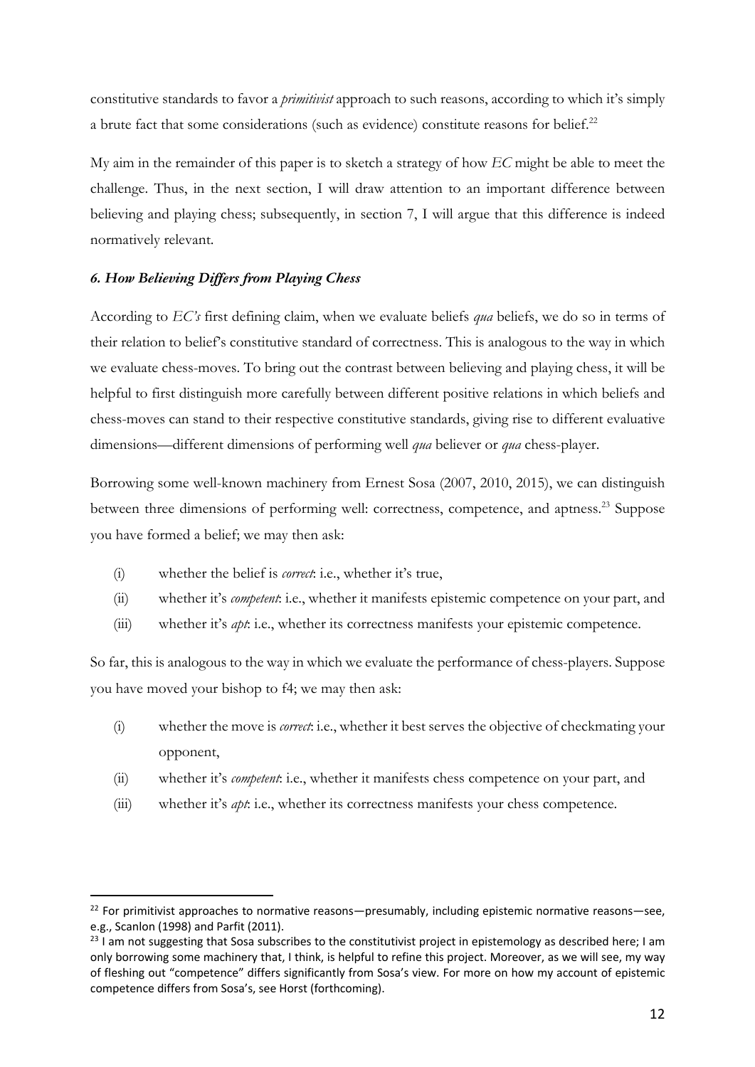constitutive standards to favor a *primitivist* approach to such reasons, according to which it's simply a brute fact that some considerations (such as evidence) constitute reasons for belief.[22]

My aim in the remainder of this paper is to sketch a strategy of how *EC* might be able to meet the challenge. Thus, in the next section, I will draw attention to an important difference between believing and playing chess; subsequently, in section 7, I will argue that this difference is indeed normatively relevant.

### *6. How Believing Differs from Playing Chess*

According to *EC's* first defining claim, when we evaluate beliefs *qua* beliefs, we do so in terms of their relation to belief's constitutive standard of correctness. This is analogous to the way in which we evaluate chess-moves. To bring out the contrast between believing and playing chess, it will be helpful to first distinguish more carefully between different positive relations in which beliefs and chess-moves can stand to their respective constitutive standards, giving rise to different evaluative dimensions—different dimensions of performing well *qua* believer or *qua* chess-player.

Borrowing some well-known machinery from Ernest Sosa (2007, 2010, 2015), we can distinguish between three dimensions of performing well: correctness, competence, and aptness.[23] Suppose you have formed a belief; we may then ask:

(i) whether the belief is *correct*: i.e., whether it's true,
(ii) whether it's *competent*: i.e., whether it manifests epistemic competence on your part, and
(iii) whether it's *apt*: i.e., whether its correctness manifests your epistemic competence.

So far, this is analogous to the way in which we evaluate the performance of chess-players. Suppose you have moved your bishop to f4; we may then ask:

(i) whether the move is *correct*: i.e., whether it best serves the objective of checkmating your opponent,
(ii) whether it's *competent*: i.e., whether it manifests chess competence on your part, and
(iii) whether it's *apt*: i.e., whether its correctness manifests your chess competence.

---

[22] For primitivist approaches to normative reasons—presumably, including epistemic normative reasons—see, e.g., Scanlon (1998) and Parfit (2011).

[23] I am not suggesting that Sosa subscribes to the constitutivist project in epistemology as described here; I am only borrowing some machinery that, I think, is helpful to refine this project. Moreover, as we will see, my way of fleshing out "competence" differs significantly from Sosa's view. For more on how my account of epistemic competence differs from Sosa's, see Horst (forthcoming).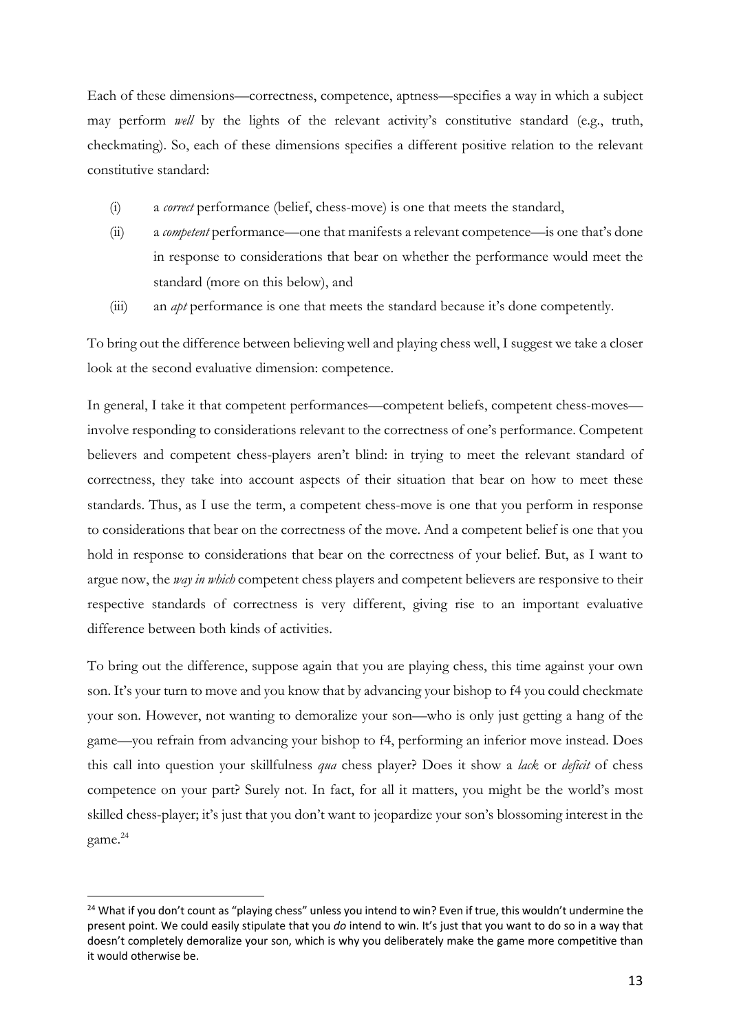Each of these dimensions—correctness, competence, aptness—specifies a way in which a subject may perform *well* by the lights of the relevant activity's constitutive standard (e.g., truth, checkmating). So, each of these dimensions specifies a different positive relation to the relevant constitutive standard:

(i) a *correct* performance (belief, chess-move) is one that meets the standard,

(ii) a *competent* performance—one that manifests a relevant competence—is one that's done in response to considerations that bear on whether the performance would meet the standard (more on this below), and

(iii) an *apt* performance is one that meets the standard because it's done competently.

To bring out the difference between believing well and playing chess well, I suggest we take a closer look at the second evaluative dimension: competence.

In general, I take it that competent performances—competent beliefs, competent chess-moves—involve responding to considerations relevant to the correctness of one's performance. Competent believers and competent chess-players aren't blind: in trying to meet the relevant standard of correctness, they take into account aspects of their situation that bear on how to meet these standards. Thus, as I use the term, a competent chess-move is one that you perform in response to considerations that bear on the correctness of the move. And a competent belief is one that you hold in response to considerations that bear on the correctness of your belief. But, as I want to argue now, the *way in which* competent chess players and competent believers are responsive to their respective standards of correctness is very different, giving rise to an important evaluative difference between both kinds of activities.

To bring out the difference, suppose again that you are playing chess, this time against your own son. It's your turn to move and you know that by advancing your bishop to f4 you could checkmate your son. However, not wanting to demoralize your son—who is only just getting a hang of the game—you refrain from advancing your bishop to f4, performing an inferior move instead. Does this call into question your skillfulness *qua* chess player? Does it show a *lack* or *deficit* of chess competence on your part? Surely not. In fact, for all it matters, you might be the world's most skilled chess-player; it's just that you don't want to jeopardize your son's blossoming interest in the game.[24]

[24] What if you don't count as "playing chess" unless you intend to win? Even if true, this wouldn't undermine the present point. We could easily stipulate that you *do* intend to win. It's just that you want to do so in a way that doesn't completely demoralize your son, which is why you deliberately make the game more competitive than it would otherwise be.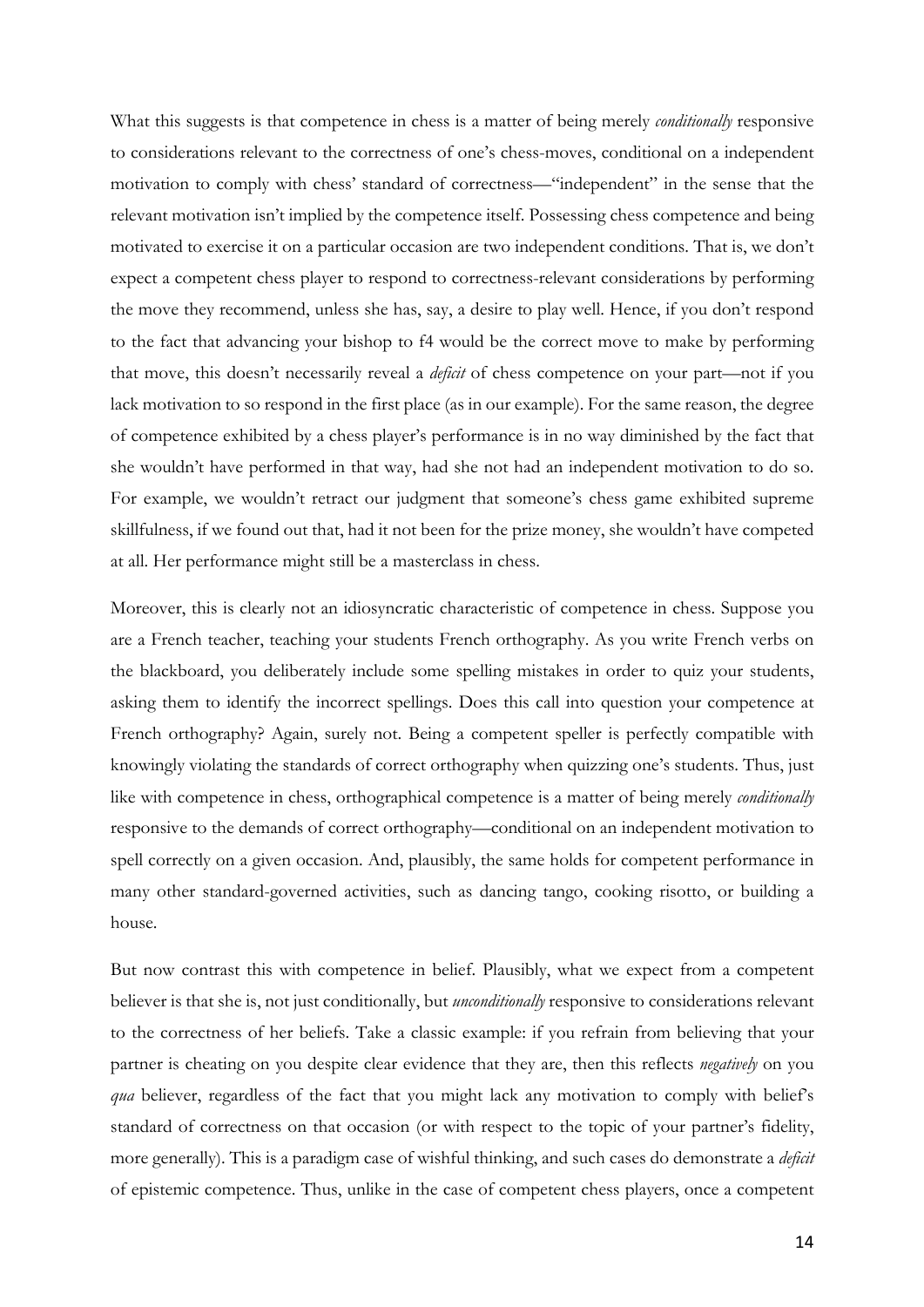What this suggests is that competence in chess is a matter of being merely *conditionally* responsive to considerations relevant to the correctness of one's chess-moves, conditional on a independent motivation to comply with chess' standard of correctness—"independent" in the sense that the relevant motivation isn't implied by the competence itself. Possessing chess competence and being motivated to exercise it on a particular occasion are two independent conditions. That is, we don't expect a competent chess player to respond to correctness-relevant considerations by performing the move they recommend, unless she has, say, a desire to play well. Hence, if you don't respond to the fact that advancing your bishop to f4 would be the correct move to make by performing that move, this doesn't necessarily reveal a *deficit* of chess competence on your part—not if you lack motivation to so respond in the first place (as in our example). For the same reason, the degree of competence exhibited by a chess player's performance is in no way diminished by the fact that she wouldn't have performed in that way, had she not had an independent motivation to do so. For example, we wouldn't retract our judgment that someone's chess game exhibited supreme skillfulness, if we found out that, had it not been for the prize money, she wouldn't have competed at all. Her performance might still be a masterclass in chess.

Moreover, this is clearly not an idiosyncratic characteristic of competence in chess. Suppose you are a French teacher, teaching your students French orthography. As you write French verbs on the blackboard, you deliberately include some spelling mistakes in order to quiz your students, asking them to identify the incorrect spellings. Does this call into question your competence at French orthography? Again, surely not. Being a competent speller is perfectly compatible with knowingly violating the standards of correct orthography when quizzing one's students. Thus, just like with competence in chess, orthographical competence is a matter of being merely *conditionally* responsive to the demands of correct orthography—conditional on an independent motivation to spell correctly on a given occasion. And, plausibly, the same holds for competent performance in many other standard-governed activities, such as dancing tango, cooking risotto, or building a house.

But now contrast this with competence in belief. Plausibly, what we expect from a competent believer is that she is, not just conditionally, but *unconditionally* responsive to considerations relevant to the correctness of her beliefs. Take a classic example: if you refrain from believing that your partner is cheating on you despite clear evidence that they are, then this reflects *negatively* on you *qua* believer, regardless of the fact that you might lack any motivation to comply with belief's standard of correctness on that occasion (or with respect to the topic of your partner's fidelity, more generally). This is a paradigm case of wishful thinking, and such cases do demonstrate a *deficit* of epistemic competence. Thus, unlike in the case of competent chess players, once a competent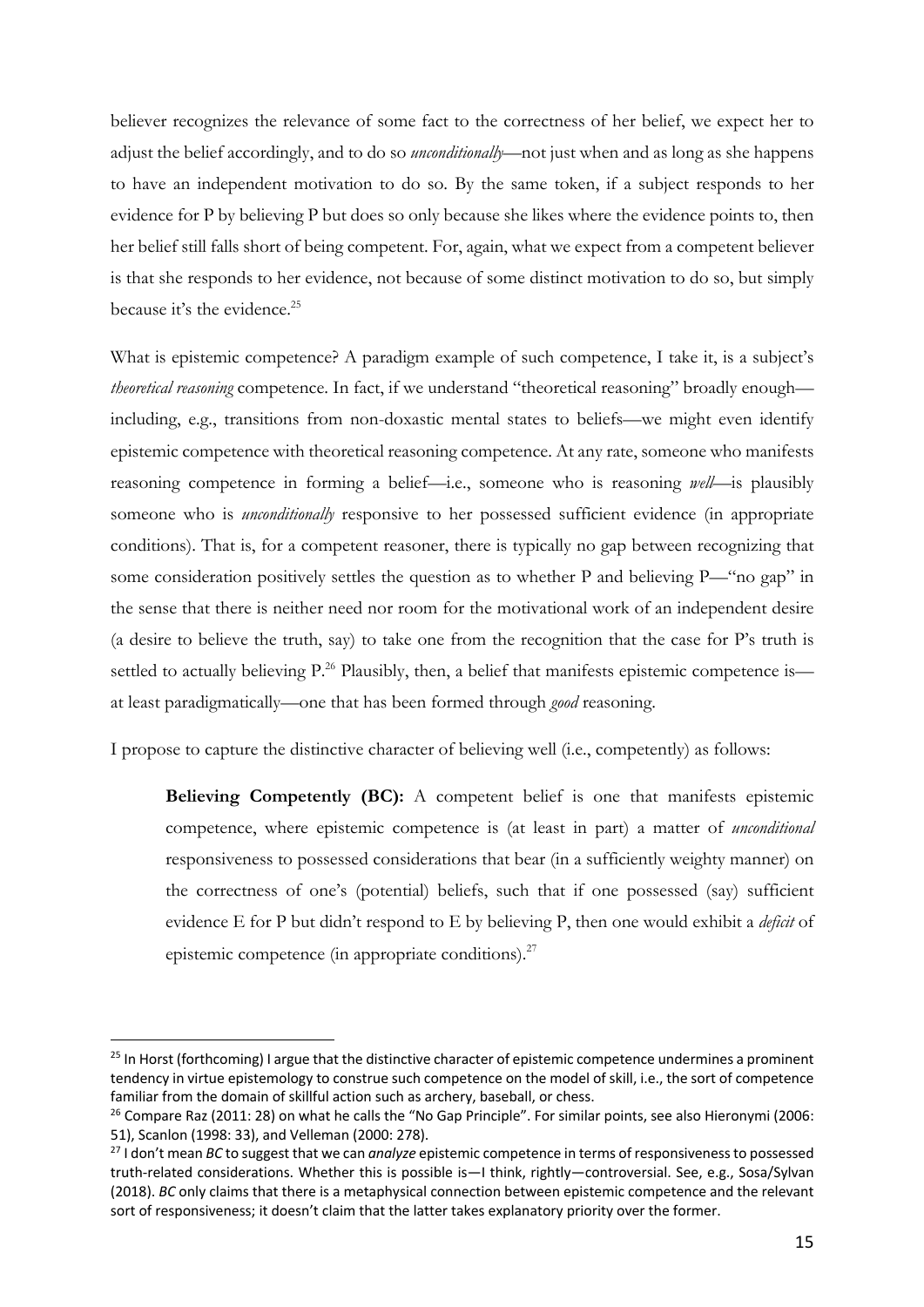believer recognizes the relevance of some fact to the correctness of her belief, we expect her to adjust the belief accordingly, and to do so *unconditionally*—not just when and as long as she happens to have an independent motivation to do so. By the same token, if a subject responds to her evidence for P by believing P but does so only because she likes where the evidence points to, then her belief still falls short of being competent. For, again, what we expect from a competent believer is that she responds to her evidence, not because of some distinct motivation to do so, but simply because it's the evidence.[25]

What is epistemic competence? A paradigm example of such competence, I take it, is a subject's *theoretical reasoning* competence. In fact, if we understand "theoretical reasoning" broadly enough—including, e.g., transitions from non-doxastic mental states to beliefs—we might even identify epistemic competence with theoretical reasoning competence. At any rate, someone who manifests reasoning competence in forming a belief—i.e., someone who is reasoning *well*—is plausibly someone who is *unconditionally* responsive to her possessed sufficient evidence (in appropriate conditions). That is, for a competent reasoner, there is typically no gap between recognizing that some consideration positively settles the question as to whether P and believing P—"no gap" in the sense that there is neither need nor room for the motivational work of an independent desire (a desire to believe the truth, say) to take one from the recognition that the case for P's truth is settled to actually believing P.[26] Plausibly, then, a belief that manifests epistemic competence is—at least paradigmatically—one that has been formed through *good* reasoning.

I propose to capture the distinctive character of believing well (i.e., competently) as follows:

> **Believing Competently (BC):** A competent belief is one that manifests epistemic competence, where epistemic competence is (at least in part) a matter of *unconditional* responsiveness to possessed considerations that bear (in a sufficiently weighty manner) on the correctness of one's (potential) beliefs, such that if one possessed (say) sufficient evidence E for P but didn't respond to E by believing P, then one would exhibit a *deficit* of epistemic competence (in appropriate conditions).[27]

---

[25] In Horst (forthcoming) I argue that the distinctive character of epistemic competence undermines a prominent tendency in virtue epistemology to construe such competence on the model of skill, i.e., the sort of competence familiar from the domain of skillful action such as archery, baseball, or chess.

[26] Compare Raz (2011: 28) on what he calls the "No Gap Principle". For similar points, see also Hieronymi (2006: 51), Scanlon (1998: 33), and Velleman (2000: 278).

[27] I don't mean *BC* to suggest that we can *analyze* epistemic competence in terms of responsiveness to possessed truth-related considerations. Whether this is possible is—I think, rightly—controversial. See, e.g., Sosa/Sylvan (2018). *BC* only claims that there is a metaphysical connection between epistemic competence and the relevant sort of responsiveness; it doesn't claim that the latter takes explanatory priority over the former.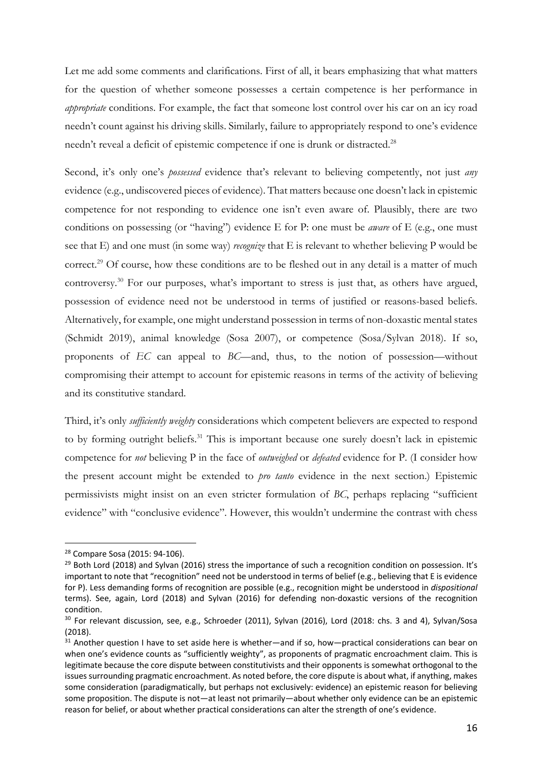Let me add some comments and clarifications. First of all, it bears emphasizing that what matters for the question of whether someone possesses a certain competence is her performance in *appropriate* conditions. For example, the fact that someone lost control over his car on an icy road needn't count against his driving skills. Similarly, failure to appropriately respond to one's evidence needn't reveal a deficit of epistemic competence if one is drunk or distracted.[28]

Second, it's only one's *possessed* evidence that's relevant to believing competently, not just *any* evidence (e.g., undiscovered pieces of evidence). That matters because one doesn't lack in epistemic competence for not responding to evidence one isn't even aware of. Plausibly, there are two conditions on possessing (or "having") evidence E for P: one must be *aware* of E (e.g., one must see that E) and one must (in some way) *recognize* that E is relevant to whether believing P would be correct.[29] Of course, how these conditions are to be fleshed out in any detail is a matter of much controversy.[30] For our purposes, what's important to stress is just that, as others have argued, possession of evidence need not be understood in terms of justified or reasons-based beliefs. Alternatively, for example, one might understand possession in terms of non-doxastic mental states (Schmidt 2019), animal knowledge (Sosa 2007), or competence (Sosa/Sylvan 2018). If so, proponents of *EC* can appeal to *BC*—and, thus, to the notion of possession—without compromising their attempt to account for epistemic reasons in terms of the activity of believing and its constitutive standard.

Third, it's only *sufficiently weighty* considerations which competent believers are expected to respond to by forming outright beliefs.[31] This is important because one surely doesn't lack in epistemic competence for *not* believing P in the face of *outweighed* or *defeated* evidence for P. (I consider how the present account might be extended to *pro tanto* evidence in the next section.) Epistemic permissivists might insist on an even stricter formulation of *BC*, perhaps replacing "sufficient evidence" with "conclusive evidence". However, this wouldn't undermine the contrast with chess

---

[28] Compare Sosa (2015: 94-106).

[29] Both Lord (2018) and Sylvan (2016) stress the importance of such a recognition condition on possession. It's important to note that "recognition" need not be understood in terms of belief (e.g., believing that E is evidence for P). Less demanding forms of recognition are possible (e.g., recognition might be understood in *dispositional* terms). See, again, Lord (2018) and Sylvan (2016) for defending non-doxastic versions of the recognition condition.

[30] For relevant discussion, see, e.g., Schroeder (2011), Sylvan (2016), Lord (2018: chs. 3 and 4), Sylvan/Sosa (2018).

[31] Another question I have to set aside here is whether—and if so, how—practical considerations can bear on when one's evidence counts as "sufficiently weighty", as proponents of pragmatic encroachment claim. This is legitimate because the core dispute between constitutivists and their opponents is somewhat orthogonal to the issues surrounding pragmatic encroachment. As noted before, the core dispute is about what, if anything, makes some consideration (paradigmatically, but perhaps not exclusively: evidence) an epistemic reason for believing some proposition. The dispute is not—at least not primarily—about whether only evidence can be an epistemic reason for belief, or about whether practical considerations can alter the strength of one's evidence.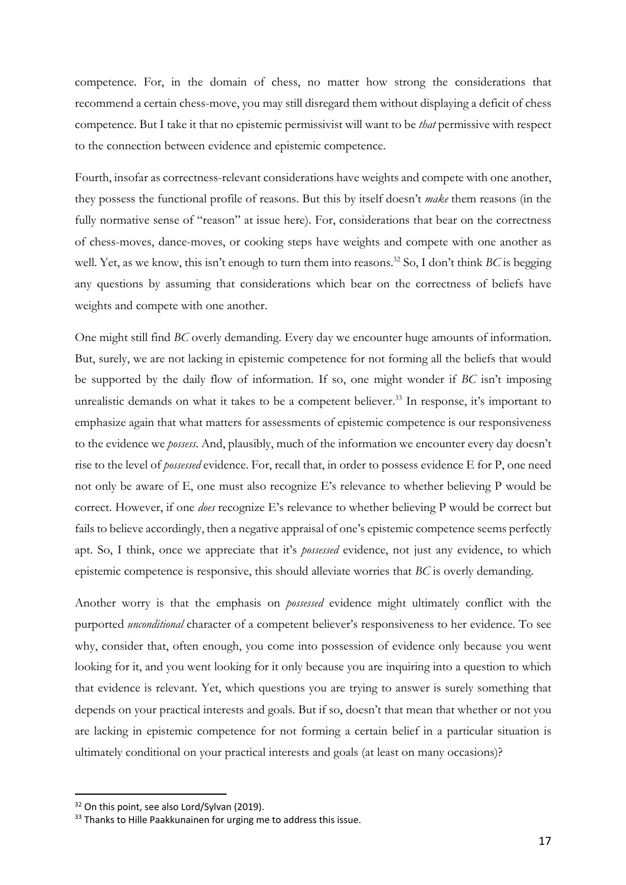competence. For, in the domain of chess, no matter how strong the considerations that recommend a certain chess-move, you may still disregard them without displaying a deficit of chess competence. But I take it that no epistemic permissivist will want to be *that* permissive with respect to the connection between evidence and epistemic competence.

Fourth, insofar as correctness-relevant considerations have weights and compete with one another, they possess the functional profile of reasons. But this by itself doesn't *make* them reasons (in the fully normative sense of "reason" at issue here). For, considerations that bear on the correctness of chess-moves, dance-moves, or cooking steps have weights and compete with one another as well. Yet, as we know, this isn't enough to turn them into reasons.[32] So, I don't think *BC* is begging any questions by assuming that considerations which bear on the correctness of beliefs have weights and compete with one another.

One might still find *BC* overly demanding. Every day we encounter huge amounts of information. But, surely, we are not lacking in epistemic competence for not forming all the beliefs that would be supported by the daily flow of information. If so, one might wonder if *BC* isn't imposing unrealistic demands on what it takes to be a competent believer.[33] In response, it's important to emphasize again that what matters for assessments of epistemic competence is our responsiveness to the evidence we *possess*. And, plausibly, much of the information we encounter every day doesn't rise to the level of *possessed* evidence. For, recall that, in order to possess evidence E for P, one need not only be aware of E, one must also recognize E's relevance to whether believing P would be correct. However, if one *does* recognize E's relevance to whether believing P would be correct but fails to believe accordingly, then a negative appraisal of one's epistemic competence seems perfectly apt. So, I think, once we appreciate that it's *possessed* evidence, not just any evidence, to which epistemic competence is responsive, this should alleviate worries that *BC* is overly demanding.

Another worry is that the emphasis on *possessed* evidence might ultimately conflict with the purported *unconditional* character of a competent believer's responsiveness to her evidence. To see why, consider that, often enough, you come into possession of evidence only because you went looking for it, and you went looking for it only because you are inquiring into a question to which that evidence is relevant. Yet, which questions you are trying to answer is surely something that depends on your practical interests and goals. But if so, doesn't that mean that whether or not you are lacking in epistemic competence for not forming a certain belief in a particular situation is ultimately conditional on your practical interests and goals (at least on many occasions)?

---

[32] On this point, see also Lord/Sylvan (2019).

[33] Thanks to Hille Paakkunainen for urging me to address this issue.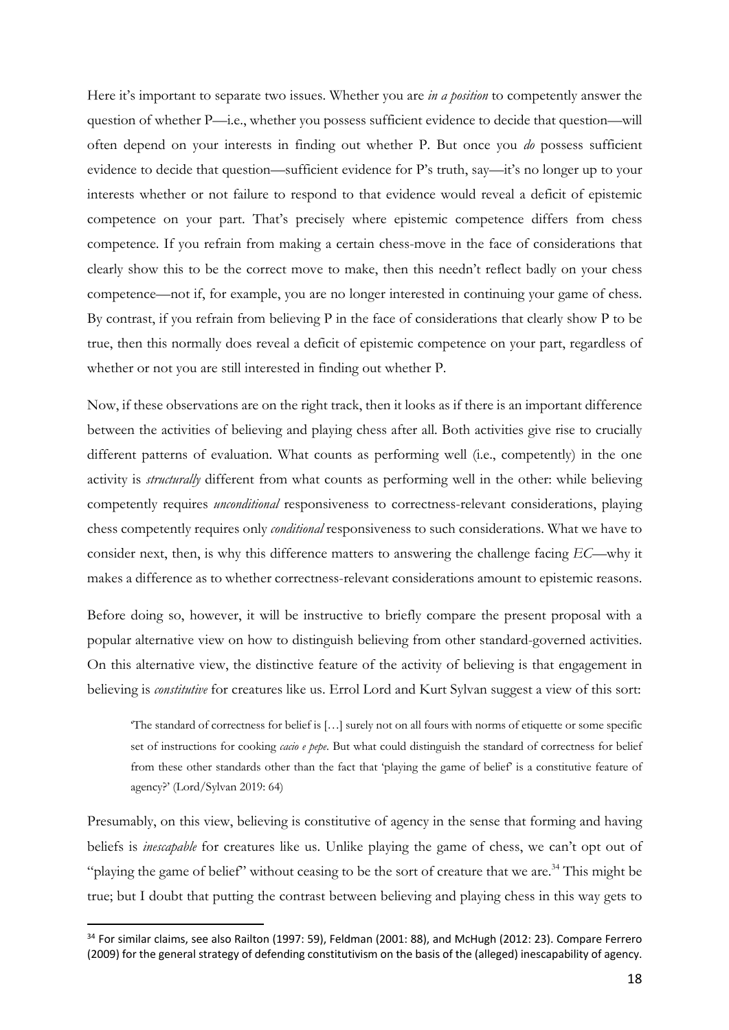Here it's important to separate two issues. Whether you are *in a position* to competently answer the question of whether P—i.e., whether you possess sufficient evidence to decide that question—will often depend on your interests in finding out whether P. But once you *do* possess sufficient evidence to decide that question—sufficient evidence for P's truth, say—it's no longer up to your interests whether or not failure to respond to that evidence would reveal a deficit of epistemic competence on your part. That's precisely where epistemic competence differs from chess competence. If you refrain from making a certain chess-move in the face of considerations that clearly show this to be the correct move to make, then this needn't reflect badly on your chess competence—not if, for example, you are no longer interested in continuing your game of chess. By contrast, if you refrain from believing P in the face of considerations that clearly show P to be true, then this normally does reveal a deficit of epistemic competence on your part, regardless of whether or not you are still interested in finding out whether P.

Now, if these observations are on the right track, then it looks as if there is an important difference between the activities of believing and playing chess after all. Both activities give rise to crucially different patterns of evaluation. What counts as performing well (i.e., competently) in the one activity is *structurally* different from what counts as performing well in the other: while believing competently requires *unconditional* responsiveness to correctness-relevant considerations, playing chess competently requires only *conditional* responsiveness to such considerations. What we have to consider next, then, is why this difference matters to answering the challenge facing *EC*—why it makes a difference as to whether correctness-relevant considerations amount to epistemic reasons.

Before doing so, however, it will be instructive to briefly compare the present proposal with a popular alternative view on how to distinguish believing from other standard-governed activities. On this alternative view, the distinctive feature of the activity of believing is that engagement in believing is *constitutive* for creatures like us. Errol Lord and Kurt Sylvan suggest a view of this sort:

> 'The standard of correctness for belief is […] surely not on all fours with norms of etiquette or some specific set of instructions for cooking *cacio e pepe*. But what could distinguish the standard of correctness for belief from these other standards other than the fact that 'playing the game of belief' is a constitutive feature of agency?' (Lord/Sylvan 2019: 64)

Presumably, on this view, believing is constitutive of agency in the sense that forming and having beliefs is *inescapable* for creatures like us. Unlike playing the game of chess, we can't opt out of "playing the game of belief" without ceasing to be the sort of creature that we are.[34] This might be true; but I doubt that putting the contrast between believing and playing chess in this way gets to

[34] For similar claims, see also Railton (1997: 59), Feldman (2001: 88), and McHugh (2012: 23). Compare Ferrero (2009) for the general strategy of defending constitutivism on the basis of the (alleged) inescapability of agency.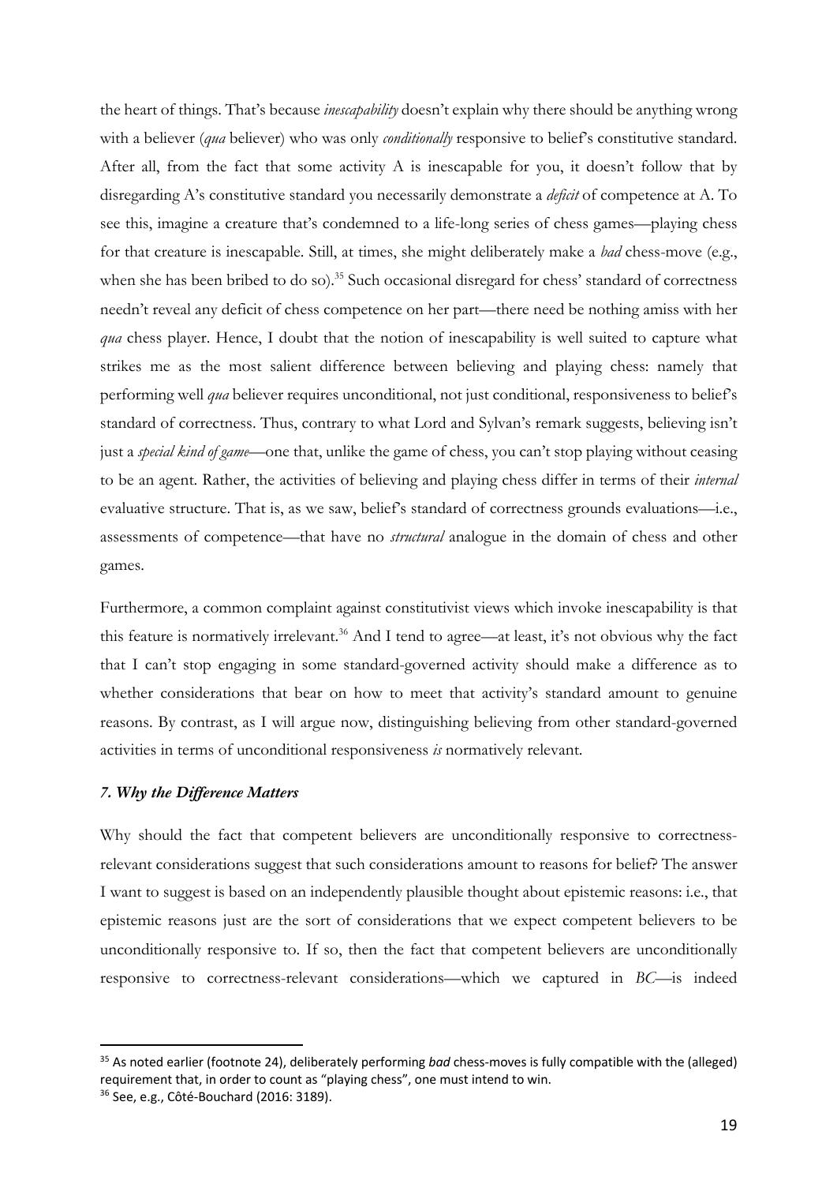the heart of things. That's because *inescapability* doesn't explain why there should be anything wrong with a believer (*qua* believer) who was only *conditionally* responsive to belief's constitutive standard. After all, from the fact that some activity A is inescapable for you, it doesn't follow that by disregarding A's constitutive standard you necessarily demonstrate a *deficit* of competence at A. To see this, imagine a creature that's condemned to a life-long series of chess games—playing chess for that creature is inescapable. Still, at times, she might deliberately make a *bad* chess-move (e.g., when she has been bribed to do so).[35] Such occasional disregard for chess' standard of correctness needn't reveal any deficit of chess competence on her part—there need be nothing amiss with her *qua* chess player. Hence, I doubt that the notion of inescapability is well suited to capture what strikes me as the most salient difference between believing and playing chess: namely that performing well *qua* believer requires unconditional, not just conditional, responsiveness to belief's standard of correctness. Thus, contrary to what Lord and Sylvan's remark suggests, believing isn't just a *special kind of game*—one that, unlike the game of chess, you can't stop playing without ceasing to be an agent. Rather, the activities of believing and playing chess differ in terms of their *internal* evaluative structure. That is, as we saw, belief's standard of correctness grounds evaluations—i.e., assessments of competence—that have no *structural* analogue in the domain of chess and other games.

Furthermore, a common complaint against constitutivist views which invoke inescapability is that this feature is normatively irrelevant.[36] And I tend to agree—at least, it's not obvious why the fact that I can't stop engaging in some standard-governed activity should make a difference as to whether considerations that bear on how to meet that activity's standard amount to genuine reasons. By contrast, as I will argue now, distinguishing believing from other standard-governed activities in terms of unconditional responsiveness *is* normatively relevant.

### *7. Why the Difference Matters*

Why should the fact that competent believers are unconditionally responsive to correctness-relevant considerations suggest that such considerations amount to reasons for belief? The answer I want to suggest is based on an independently plausible thought about epistemic reasons: i.e., that epistemic reasons just are the sort of considerations that we expect competent believers to be unconditionally responsive to. If so, then the fact that competent believers are unconditionally responsive to correctness-relevant considerations—which we captured in *BC*—is indeed

[35] As noted earlier (footnote 24), deliberately performing *bad* chess-moves is fully compatible with the (alleged) requirement that, in order to count as "playing chess", one must intend to win.

[36] See, e.g., Côté-Bouchard (2016: 3189).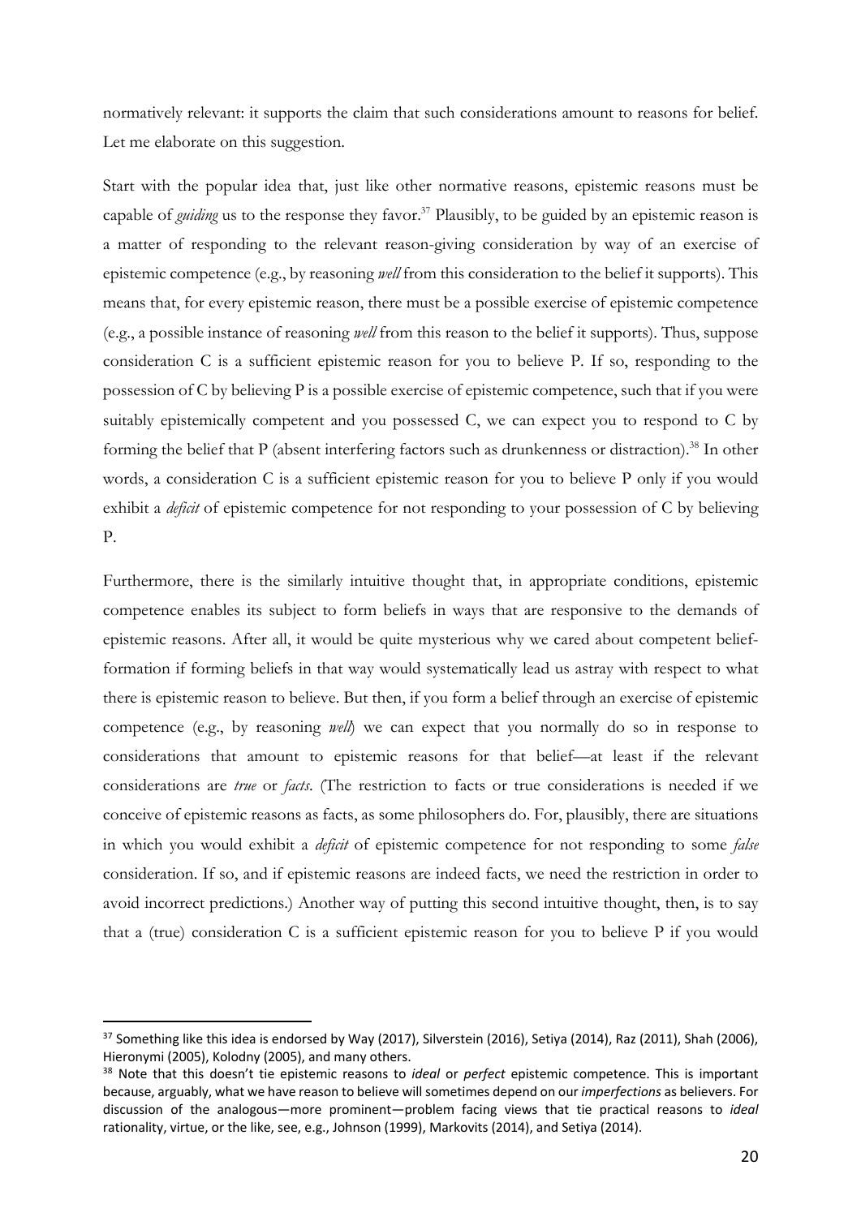normatively relevant: it supports the claim that such considerations amount to reasons for belief. Let me elaborate on this suggestion.

Start with the popular idea that, just like other normative reasons, epistemic reasons must be capable of *guiding* us to the response they favor.[37] Plausibly, to be guided by an epistemic reason is a matter of responding to the relevant reason-giving consideration by way of an exercise of epistemic competence (e.g., by reasoning *well* from this consideration to the belief it supports). This means that, for every epistemic reason, there must be a possible exercise of epistemic competence (e.g., a possible instance of reasoning *well* from this reason to the belief it supports). Thus, suppose consideration C is a sufficient epistemic reason for you to believe P. If so, responding to the possession of C by believing P is a possible exercise of epistemic competence, such that if you were suitably epistemically competent and you possessed C, we can expect you to respond to C by forming the belief that P (absent interfering factors such as drunkenness or distraction).[38] In other words, a consideration C is a sufficient epistemic reason for you to believe P only if you would exhibit a *deficit* of epistemic competence for not responding to your possession of C by believing P.

Furthermore, there is the similarly intuitive thought that, in appropriate conditions, epistemic competence enables its subject to form beliefs in ways that are responsive to the demands of epistemic reasons. After all, it would be quite mysterious why we cared about competent belief-formation if forming beliefs in that way would systematically lead us astray with respect to what there is epistemic reason to believe. But then, if you form a belief through an exercise of epistemic competence (e.g., by reasoning *well*) we can expect that you normally do so in response to considerations that amount to epistemic reasons for that belief—at least if the relevant considerations are *true* or *facts*. (The restriction to facts or true considerations is needed if we conceive of epistemic reasons as facts, as some philosophers do. For, plausibly, there are situations in which you would exhibit a *deficit* of epistemic competence for not responding to some *false* consideration. If so, and if epistemic reasons are indeed facts, we need the restriction in order to avoid incorrect predictions.) Another way of putting this second intuitive thought, then, is to say that a (true) consideration C is a sufficient epistemic reason for you to believe P if you would

---

[37] Something like this idea is endorsed by Way (2017), Silverstein (2016), Setiya (2014), Raz (2011), Shah (2006), Hieronymi (2005), Kolodny (2005), and many others.

[38] Note that this doesn't tie epistemic reasons to *ideal* or *perfect* epistemic competence. This is important because, arguably, what we have reason to believe will sometimes depend on our *imperfections* as believers. For discussion of the analogous—more prominent—problem facing views that tie practical reasons to *ideal* rationality, virtue, or the like, see, e.g., Johnson (1999), Markovits (2014), and Setiya (2014).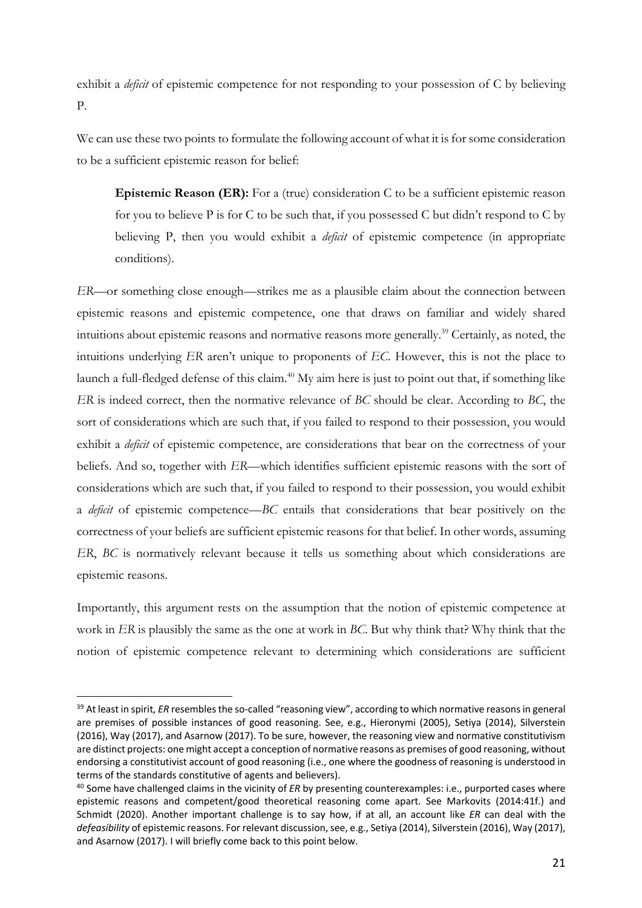exhibit a *deficit* of epistemic competence for not responding to your possession of C by believing P.

We can use these two points to formulate the following account of what it is for some consideration to be a sufficient epistemic reason for belief:

> **Epistemic Reason (ER):** For a (true) consideration C to be a sufficient epistemic reason for you to believe P is for C to be such that, if you possessed C but didn't respond to C by believing P, then you would exhibit a *deficit* of epistemic competence (in appropriate conditions).

*ER*—or something close enough—strikes me as a plausible claim about the connection between epistemic reasons and epistemic competence, one that draws on familiar and widely shared intuitions about epistemic reasons and normative reasons more generally.[39] Certainly, as noted, the intuitions underlying *ER* aren't unique to proponents of *EC*. However, this is not the place to launch a full-fledged defense of this claim.[40] My aim here is just to point out that, if something like *ER* is indeed correct, then the normative relevance of *BC* should be clear. According to *BC*, the sort of considerations which are such that, if you failed to respond to their possession, you would exhibit a *deficit* of epistemic competence, are considerations that bear on the correctness of your beliefs. And so, together with *ER*—which identifies sufficient epistemic reasons with the sort of considerations which are such that, if you failed to respond to their possession, you would exhibit a *deficit* of epistemic competence—*BC* entails that considerations that bear positively on the correctness of your beliefs are sufficient epistemic reasons for that belief. In other words, assuming *ER*, *BC* is normatively relevant because it tells us something about which considerations are epistemic reasons.

Importantly, this argument rests on the assumption that the notion of epistemic competence at work in *ER* is plausibly the same as the one at work in *BC*. But why think that? Why think that the notion of epistemic competence relevant to determining which considerations are sufficient

---

[39] At least in spirit, *ER* resembles the so-called "reasoning view", according to which normative reasons in general are premises of possible instances of good reasoning. See, e.g., Hieronymi (2005), Setiya (2014), Silverstein (2016), Way (2017), and Asarnow (2017). To be sure, however, the reasoning view and normative constitutivism are distinct projects: one might accept a conception of normative reasons as premises of good reasoning, without endorsing a constitutivist account of good reasoning (i.e., one where the goodness of reasoning is understood in terms of the standards constitutive of agents and believers).

[40] Some have challenged claims in the vicinity of *ER* by presenting counterexamples: i.e., purported cases where epistemic reasons and competent/good theoretical reasoning come apart. See Markovits (2014:41f.) and Schmidt (2020). Another important challenge is to say how, if at all, an account like *ER* can deal with the *defeasibility* of epistemic reasons. For relevant discussion, see, e.g., Setiya (2014), Silverstein (2016), Way (2017), and Asarnow (2017). I will briefly come back to this point below.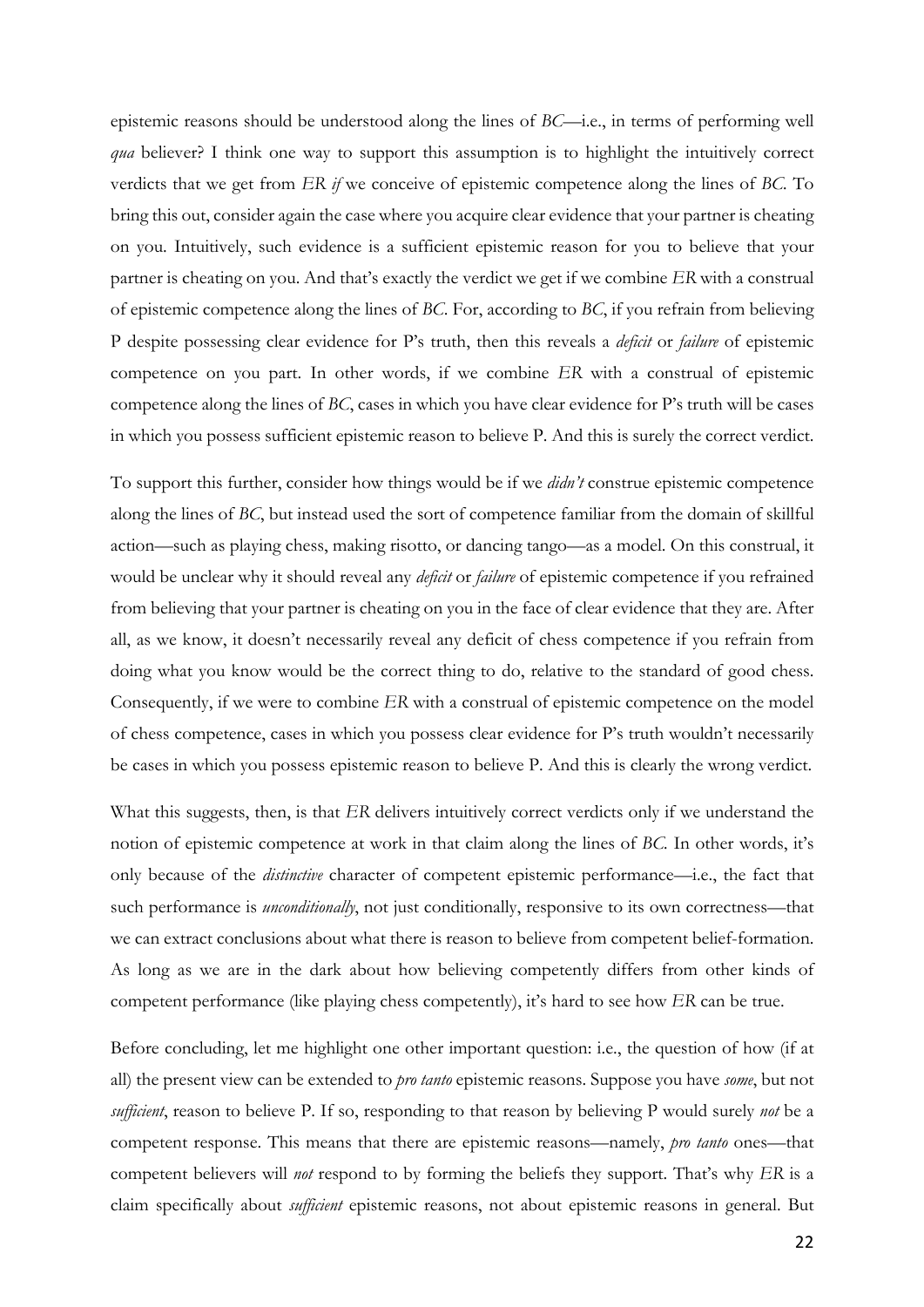epistemic reasons should be understood along the lines of *BC*—i.e., in terms of performing well *qua* believer? I think one way to support this assumption is to highlight the intuitively correct verdicts that we get from *ER* *if* we conceive of epistemic competence along the lines of *BC*. To bring this out, consider again the case where you acquire clear evidence that your partner is cheating on you. Intuitively, such evidence is a sufficient epistemic reason for you to believe that your partner is cheating on you. And that's exactly the verdict we get if we combine *ER* with a construal of epistemic competence along the lines of *BC*. For, according to *BC*, if you refrain from believing P despite possessing clear evidence for P's truth, then this reveals a *deficit* or *failure* of epistemic competence on you part. In other words, if we combine *ER* with a construal of epistemic competence along the lines of *BC*, cases in which you have clear evidence for P's truth will be cases in which you possess sufficient epistemic reason to believe P. And this is surely the correct verdict.

To support this further, consider how things would be if we *didn't* construe epistemic competence along the lines of *BC*, but instead used the sort of competence familiar from the domain of skillful action—such as playing chess, making risotto, or dancing tango—as a model. On this construal, it would be unclear why it should reveal any *deficit* or *failure* of epistemic competence if you refrained from believing that your partner is cheating on you in the face of clear evidence that they are. After all, as we know, it doesn't necessarily reveal any deficit of chess competence if you refrain from doing what you know would be the correct thing to do, relative to the standard of good chess. Consequently, if we were to combine *ER* with a construal of epistemic competence on the model of chess competence, cases in which you possess clear evidence for P's truth wouldn't necessarily be cases in which you possess epistemic reason to believe P. And this is clearly the wrong verdict.

What this suggests, then, is that *ER* delivers intuitively correct verdicts only if we understand the notion of epistemic competence at work in that claim along the lines of *BC*. In other words, it's only because of the *distinctive* character of competent epistemic performance—i.e., the fact that such performance is *unconditionally*, not just conditionally, responsive to its own correctness—that we can extract conclusions about what there is reason to believe from competent belief-formation. As long as we are in the dark about how believing competently differs from other kinds of competent performance (like playing chess competently), it's hard to see how *ER* can be true.

Before concluding, let me highlight one other important question: i.e., the question of how (if at all) the present view can be extended to *pro tanto* epistemic reasons. Suppose you have *some*, but not *sufficient*, reason to believe P. If so, responding to that reason by believing P would surely *not* be a competent response. This means that there are epistemic reasons—namely, *pro tanto* ones—that competent believers will *not* respond to by forming the beliefs they support. That's why *ER* is a claim specifically about *sufficient* epistemic reasons, not about epistemic reasons in general. But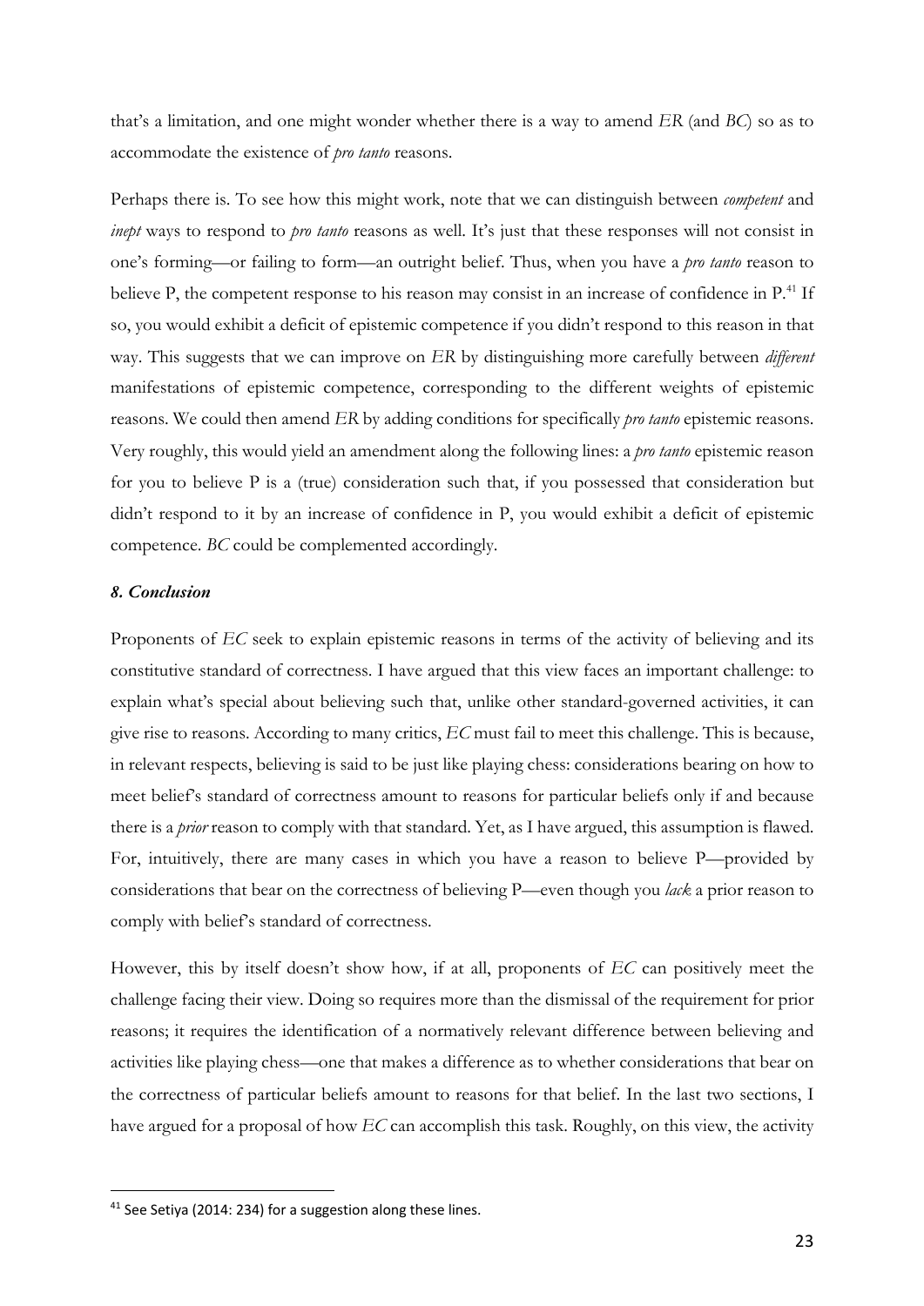that's a limitation, and one might wonder whether there is a way to amend *ER* (and *BC*) so as to accommodate the existence of *pro tanto* reasons.

Perhaps there is. To see how this might work, note that we can distinguish between *competent* and *inept* ways to respond to *pro tanto* reasons as well. It's just that these responses will not consist in one's forming—or failing to form—an outright belief. Thus, when you have a *pro tanto* reason to believe P, the competent response to his reason may consist in an increase of confidence in P.[41] If so, you would exhibit a deficit of epistemic competence if you didn't respond to this reason in that way. This suggests that we can improve on *ER* by distinguishing more carefully between *different* manifestations of epistemic competence, corresponding to the different weights of epistemic reasons. We could then amend *ER* by adding conditions for specifically *pro tanto* epistemic reasons. Very roughly, this would yield an amendment along the following lines: a *pro tanto* epistemic reason for you to believe P is a (true) consideration such that, if you possessed that consideration but didn't respond to it by an increase of confidence in P, you would exhibit a deficit of epistemic competence. *BC* could be complemented accordingly.

### *8. Conclusion*

Proponents of *EC* seek to explain epistemic reasons in terms of the activity of believing and its constitutive standard of correctness. I have argued that this view faces an important challenge: to explain what's special about believing such that, unlike other standard-governed activities, it can give rise to reasons. According to many critics, *EC* must fail to meet this challenge. This is because, in relevant respects, believing is said to be just like playing chess: considerations bearing on how to meet belief's standard of correctness amount to reasons for particular beliefs only if and because there is a *prior* reason to comply with that standard. Yet, as I have argued, this assumption is flawed. For, intuitively, there are many cases in which you have a reason to believe P—provided by considerations that bear on the correctness of believing P—even though you *lack* a prior reason to comply with belief's standard of correctness.

However, this by itself doesn't show how, if at all, proponents of *EC* can positively meet the challenge facing their view. Doing so requires more than the dismissal of the requirement for prior reasons; it requires the identification of a normatively relevant difference between believing and activities like playing chess—one that makes a difference as to whether considerations that bear on the correctness of particular beliefs amount to reasons for that belief. In the last two sections, I have argued for a proposal of how *EC* can accomplish this task. Roughly, on this view, the activity

[41] See Setiya (2014: 234) for a suggestion along these lines.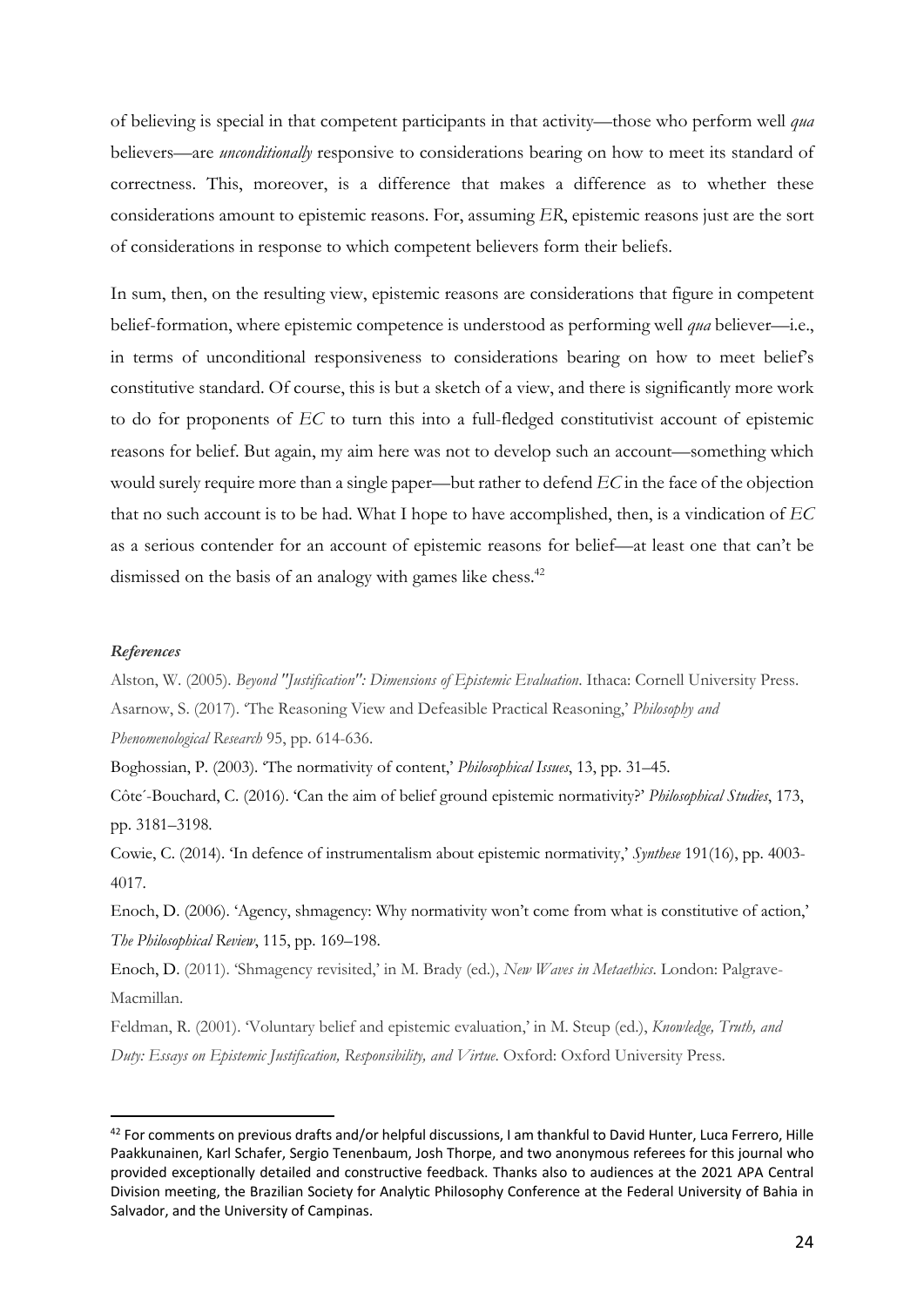of believing is special in that competent participants in that activity—those who perform well *qua* believers—are *unconditionally* responsive to considerations bearing on how to meet its standard of correctness. This, moreover, is a difference that makes a difference as to whether these considerations amount to epistemic reasons. For, assuming *ER*, epistemic reasons just are the sort of considerations in response to which competent believers form their beliefs.

In sum, then, on the resulting view, epistemic reasons are considerations that figure in competent belief-formation, where epistemic competence is understood as performing well *qua* believer—i.e., in terms of unconditional responsiveness to considerations bearing on how to meet belief's constitutive standard. Of course, this is but a sketch of a view, and there is significantly more work to do for proponents of *EC* to turn this into a full-fledged constitutivist account of epistemic reasons for belief. But again, my aim here was not to develop such an account—something which would surely require more than a single paper—but rather to defend *EC* in the face of the objection that no such account is to be had. What I hope to have accomplished, then, is a vindication of *EC* as a serious contender for an account of epistemic reasons for belief—at least one that can't be dismissed on the basis of an analogy with games like chess.[42]

***References***

Alston, W. (2005). *Beyond "Justification": Dimensions of Epistemic Evaluation*. Ithaca: Cornell University Press.

Asarnow, S. (2017). 'The Reasoning View and Defeasible Practical Reasoning,' *Philosophy and Phenomenological Research* 95, pp. 614-636.

Boghossian, P. (2003). 'The normativity of content,' *Philosophical Issues*, 13, pp. 31–45.

Côte´-Bouchard, C. (2016). 'Can the aim of belief ground epistemic normativity?' *Philosophical Studies*, 173, pp. 3181–3198.

Cowie, C. (2014). 'In defence of instrumentalism about epistemic normativity,' *Synthese* 191(16), pp. 4003-4017.

Enoch, D. (2006). 'Agency, shmagency: Why normativity won't come from what is constitutive of action,' *The Philosophical Review*, 115, pp. 169–198.

Enoch, D. (2011). 'Shmagency revisited,' in M. Brady (ed.), *New Waves in Metaethics*. London: Palgrave-Macmillan.

Feldman, R. (2001). 'Voluntary belief and epistemic evaluation,' in M. Steup (ed.), *Knowledge, Truth, and Duty: Essays on Epistemic Justification, Responsibility, and Virtue*. Oxford: Oxford University Press.

[42] For comments on previous drafts and/or helpful discussions, I am thankful to David Hunter, Luca Ferrero, Hille Paakkunainen, Karl Schafer, Sergio Tenenbaum, Josh Thorpe, and two anonymous referees for this journal who provided exceptionally detailed and constructive feedback. Thanks also to audiences at the 2021 APA Central Division meeting, the Brazilian Society for Analytic Philosophy Conference at the Federal University of Bahia in Salvador, and the University of Campinas.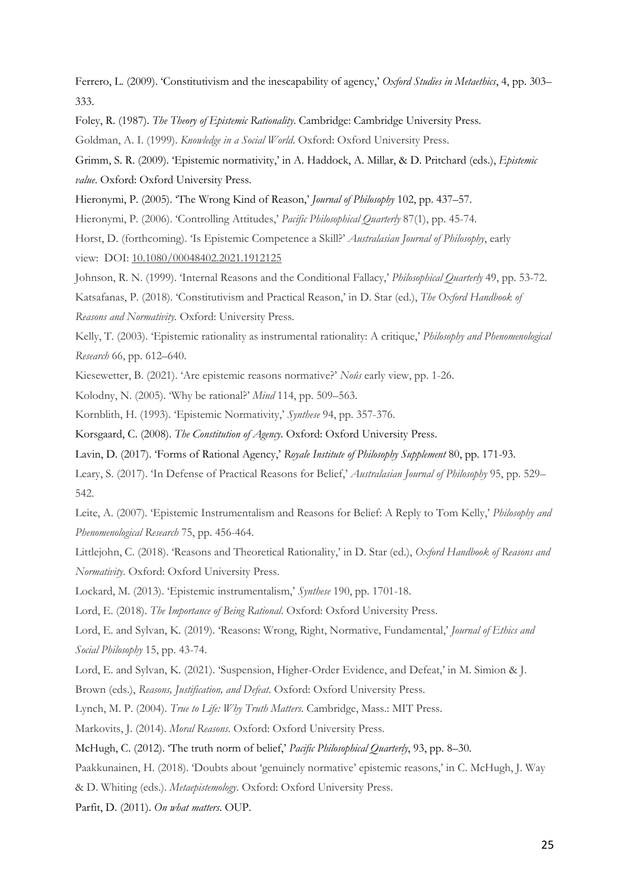Ferrero, L. (2009). 'Constitutivism and the inescapability of agency,' *Oxford Studies in Metaethics*, 4, pp. 303–333.

Foley, R. (1987). *The Theory of Epistemic Rationality*. Cambridge: Cambridge University Press.

Goldman, A. I. (1999). *Knowledge in a Social World*. Oxford: Oxford University Press.

Grimm, S. R. (2009). 'Epistemic normativity,' in A. Haddock, A. Millar, & D. Pritchard (eds.), *Epistemic value*. Oxford: Oxford University Press.

Hieronymi, P. (2005). 'The Wrong Kind of Reason,' *Journal of Philosophy* 102, pp. 437–57.

Hieronymi, P. (2006). 'Controlling Attitudes,' *Pacific Philosophical Quarterly* 87(1), pp. 45-74.

Horst, D. (forthcoming). 'Is Epistemic Competence a Skill?' *Australasian Journal of Philosophy*, early view: DOI: 10.1080/00048402.2021.1912125

Johnson, R. N. (1999). 'Internal Reasons and the Conditional Fallacy,' *Philosophical Quarterly* 49, pp. 53-72.

Katsafanas, P. (2018). 'Constitutivism and Practical Reason,' in D. Star (ed.), *The Oxford Handbook of Reasons and Normativity*. Oxford: University Press.

Kelly, T. (2003). 'Epistemic rationality as instrumental rationality: A critique,' *Philosophy and Phenomenological Research* 66, pp. 612–640.

Kiesewetter, B. (2021). 'Are epistemic reasons normative?' *Noûs* early view, pp. 1-26.

Kolodny, N. (2005). 'Why be rational?' *Mind* 114, pp. 509–563.

Kornblith, H. (1993). 'Epistemic Normativity,' *Synthese* 94, pp. 357-376.

Korsgaard, C. (2008). *The Constitution of Agency*. Oxford: Oxford University Press.

Lavin, D. (2017). 'Forms of Rational Agency,' *Royale Institute of Philosophy Supplement* 80, pp. 171-93.

Leary, S. (2017). 'In Defense of Practical Reasons for Belief,' *Australasian Journal of Philosophy* 95, pp. 529–542.

Leite, A. (2007). 'Epistemic Instrumentalism and Reasons for Belief: A Reply to Tom Kelly,' *Philosophy and Phenomenological Research* 75, pp. 456-464.

Littlejohn, C. (2018). 'Reasons and Theoretical Rationality,' in D. Star (ed.), *Oxford Handbook of Reasons and Normativity*. Oxford: Oxford University Press.

Lockard, M. (2013). 'Epistemic instrumentalism,' *Synthese* 190, pp. 1701-18.

Lord, E. (2018). *The Importance of Being Rational*. Oxford: Oxford University Press.

Lord, E. and Sylvan, K. (2019). 'Reasons: Wrong, Right, Normative, Fundamental,' *Journal of Ethics and Social Philosophy* 15, pp. 43-74.

Lord, E. and Sylvan, K. (2021). 'Suspension, Higher-Order Evidence, and Defeat,' in M. Simion & J. Brown (eds.), *Reasons, Justification, and Defeat*. Oxford: Oxford University Press.

Lynch, M. P. (2004). *True to Life: Why Truth Matters*. Cambridge, Mass.: MIT Press.

Markovits, J. (2014). *Moral Reasons*. Oxford: Oxford University Press.

McHugh, C. (2012). 'The truth norm of belief,' *Pacific Philosophical Quarterly*, 93, pp. 8–30.

Paakkunainen, H. (2018). 'Doubts about 'genuinely normative' epistemic reasons,' in C. McHugh, J. Way & D. Whiting (eds.). *Metaepistemology*. Oxford: Oxford University Press.

Parfit, D. (2011). *On what matters*. OUP.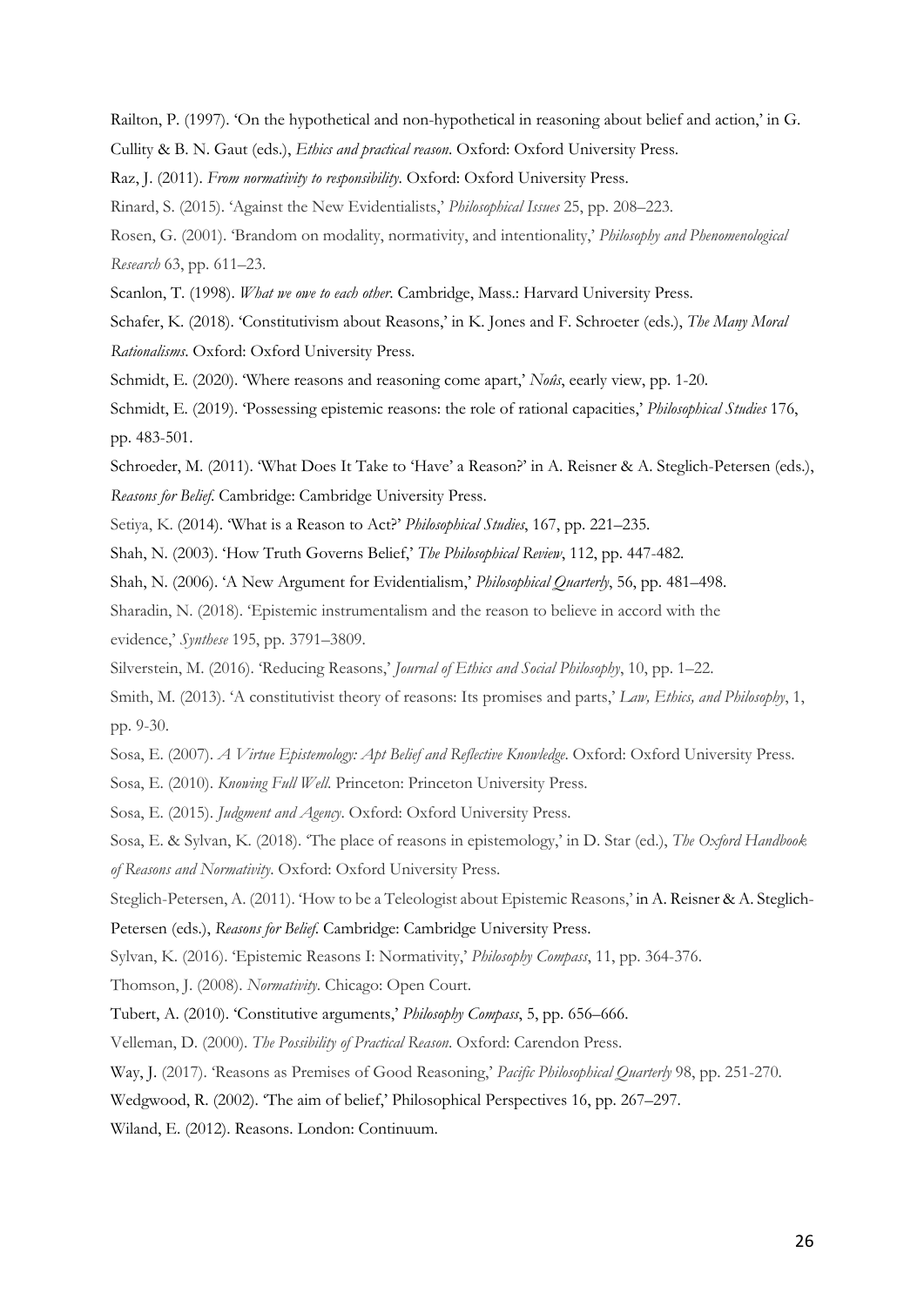Railton, P. (1997). 'On the hypothetical and non-hypothetical in reasoning about belief and action,' in G. Cullity & B. N. Gaut (eds.), *Ethics and practical reason*. Oxford: Oxford University Press.

Raz, J. (2011). *From normativity to responsibility*. Oxford: Oxford University Press.

Rinard, S. (2015). 'Against the New Evidentialists,' *Philosophical Issues* 25, pp. 208–223.

Rosen, G. (2001). 'Brandom on modality, normativity, and intentionality,' *Philosophy and Phenomenological Research* 63, pp. 611–23.

Scanlon, T. (1998). *What we owe to each other*. Cambridge, Mass.: Harvard University Press.

Schafer, K. (2018). 'Constitutivism about Reasons,' in K. Jones and F. Schroeter (eds.), *The Many Moral Rationalisms*. Oxford: Oxford University Press.

Schmidt, E. (2020). 'Where reasons and reasoning come apart,' *Noûs*, eearly view, pp. 1-20.

Schmidt, E. (2019). 'Possessing epistemic reasons: the role of rational capacities,' *Philosophical Studies* 176, pp. 483-501.

Schroeder, M. (2011). 'What Does It Take to 'Have' a Reason?' in A. Reisner & A. Steglich-Petersen (eds.), *Reasons for Belief*. Cambridge: Cambridge University Press.

Setiya, K. (2014). 'What is a Reason to Act?' *Philosophical Studies*, 167, pp. 221–235.

Shah, N. (2003). 'How Truth Governs Belief,' *The Philosophical Review*, 112, pp. 447-482.

Shah, N. (2006). 'A New Argument for Evidentialism,' *Philosophical Quarterly*, 56, pp. 481–498.

Sharadin, N. (2018). 'Epistemic instrumentalism and the reason to believe in accord with the evidence,' *Synthese* 195, pp. 3791–3809.

Silverstein, M. (2016). 'Reducing Reasons,' *Journal of Ethics and Social Philosophy*, 10, pp. 1–22.

Smith, M. (2013). 'A constitutivist theory of reasons: Its promises and parts,' *Law, Ethics, and Philosophy*, 1, pp. 9-30.

Sosa, E. (2007). *A Virtue Epistemology: Apt Belief and Reflective Knowledge*. Oxford: Oxford University Press.

Sosa, E. (2010). *Knowing Full Well*. Princeton: Princeton University Press.

Sosa, E. (2015). *Judgment and Agency*. Oxford: Oxford University Press.

Sosa, E. & Sylvan, K. (2018). 'The place of reasons in epistemology,' in D. Star (ed.), *The Oxford Handbook of Reasons and Normativity*. Oxford: Oxford University Press.

Steglich-Petersen, A. (2011). 'How to be a Teleologist about Epistemic Reasons,' in A. Reisner & A. Steglich-Petersen (eds.), *Reasons for Belief*. Cambridge: Cambridge University Press.

Sylvan, K. (2016). 'Epistemic Reasons I: Normativity,' *Philosophy Compass*, 11, pp. 364-376.

Thomson, J. (2008). *Normativity*. Chicago: Open Court.

Tubert, A. (2010). 'Constitutive arguments,' *Philosophy Compass*, 5, pp. 656–666.

Velleman, D. (2000). *The Possibility of Practical Reason*. Oxford: Carendon Press.

Way, J. (2017). 'Reasons as Premises of Good Reasoning,' *Pacific Philosophical Quarterly* 98, pp. 251-270.

Wedgwood, R. (2002). 'The aim of belief,' Philosophical Perspectives 16, pp. 267–297.

Wiland, E. (2012). Reasons. London: Continuum.